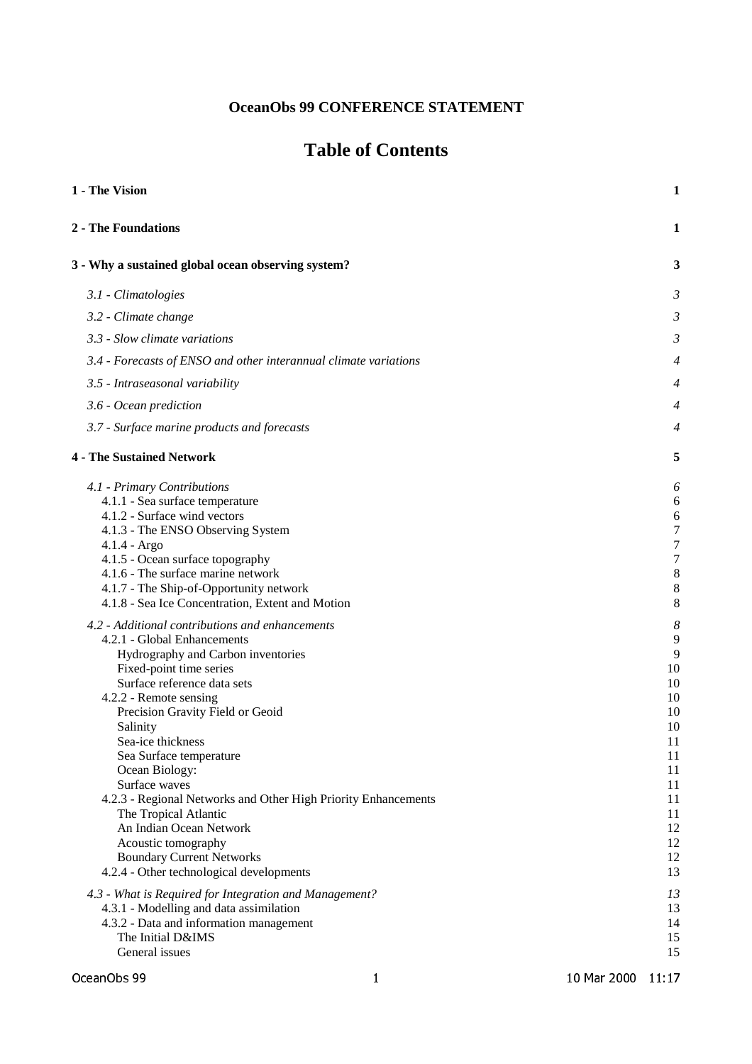**OceanObs 99 CONFERENCE STATEMENT**

# Table of Contents

| | |
|---|---|
| **1 - The Vision** | **1** |
| **2 - The Foundations** | **1** |
| **3 - Why a sustained global ocean observing system?** | **3** |
| *3.1 - Climatologies* | *3* |
| *3.2 - Climate change* | *3* |
| *3.3 - Slow climate variations* | *3* |
| *3.4 - Forecasts of ENSO and other interannual climate variations* | *4* |
| *3.5 - Intraseasonal variability* | *4* |
| *3.6 - Ocean prediction* | *4* |
| *3.7 - Surface marine products and forecasts* | *4* |
| **4 - The Sustained Network** | **5** |
| *4.1 - Primary Contributions* | *6* |
| 4.1.1 - Sea surface temperature | 6 |
| 4.1.2 - Surface wind vectors | 6 |
| 4.1.3 - The ENSO Observing System | 7 |
| 4.1.4 - Argo | 7 |
| 4.1.5 - Ocean surface topography | 7 |
| 4.1.6 - The surface marine network | 8 |
| 4.1.7 - The Ship-of-Opportunity network | 8 |
| 4.1.8 - Sea Ice Concentration, Extent and Motion | 8 |
| *4.2 - Additional contributions and enhancements* | *8* |
| 4.2.1 - Global Enhancements | 9 |
| Hydrography and Carbon inventories | 9 |
| Fixed-point time series | 10 |
| Surface reference data sets | 10 |
| 4.2.2 - Remote sensing | 10 |
| Precision Gravity Field or Geoid | 10 |
| Salinity | 10 |
| Sea-ice thickness | 11 |
| Sea Surface temperature | 11 |
| Ocean Biology: | 11 |
| Surface waves | 11 |
| 4.2.3 - Regional Networks and Other High Priority Enhancements | 11 |
| The Tropical Atlantic | 11 |
| An Indian Ocean Network | 12 |
| Acoustic tomography | 12 |
| Boundary Current Networks | 12 |
| 4.2.4 - Other technological developments | 13 |
| *4.3 - What is Required for Integration and Management?* | *13* |
| 4.3.1 - Modelling and data assimilation | 13 |
| 4.3.2 - Data and information management | 14 |
| The Initial D&IMS | 15 |
| General issues | 15 |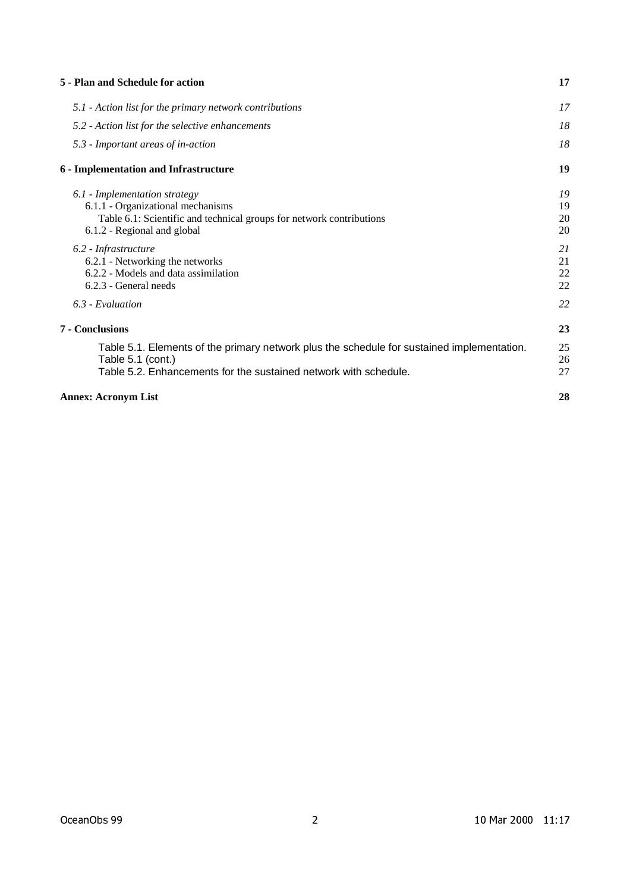**5 - Plan and Schedule for action** 17

*5.1 - Action list for the primary network contributions* 17

*5.2 - Action list for the selective enhancements* 18

*5.3 - Important areas of in-action* 18

**6 - Implementation and Infrastructure** 19

*6.1 - Implementation strategy* 19
6.1.1 - Organizational mechanisms 19
Table 6.1: Scientific and technical groups for network contributions 20
6.1.2 - Regional and global 20

*6.2 - Infrastructure* 21
6.2.1 - Networking the networks 21
6.2.2 - Models and data assimilation 22
6.2.3 - General needs 22

*6.3 - Evaluation* 22

**7 - Conclusions** 23

Table 5.1. Elements of the primary network plus the schedule for sustained implementation. 25
Table 5.1 (cont.) 26
Table 5.2. Enhancements for the sustained network with schedule. 27

**Annex: Acronym List** 28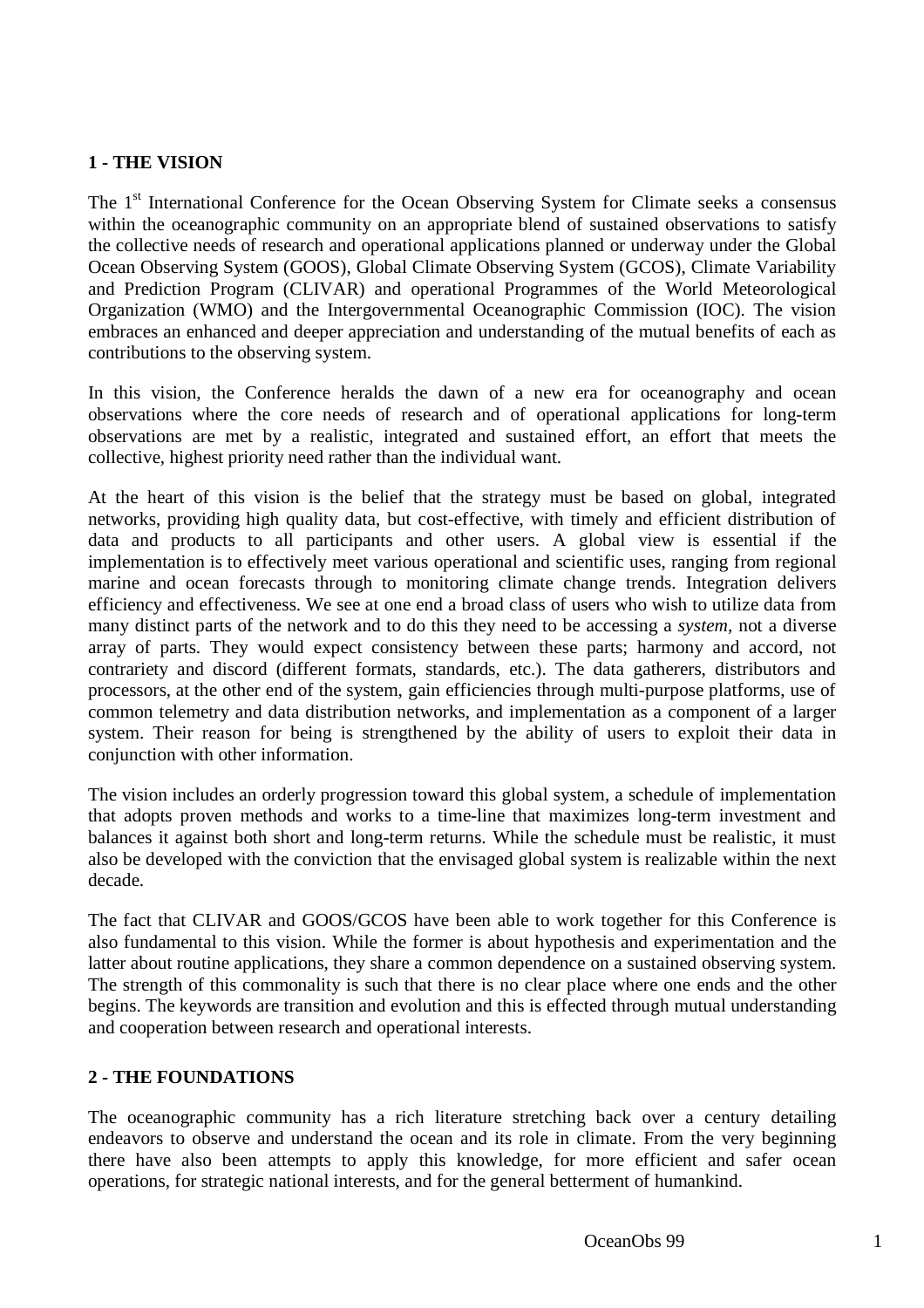## 1 - THE VISION

The 1st International Conference for the Ocean Observing System for Climate seeks a consensus within the oceanographic community on an appropriate blend of sustained observations to satisfy the collective needs of research and operational applications planned or underway under the Global Ocean Observing System (GOOS), Global Climate Observing System (GCOS), Climate Variability and Prediction Program (CLIVAR) and operational Programmes of the World Meteorological Organization (WMO) and the Intergovernmental Oceanographic Commission (IOC). The vision embraces an enhanced and deeper appreciation and understanding of the mutual benefits of each as contributions to the observing system.

In this vision, the Conference heralds the dawn of a new era for oceanography and ocean observations where the core needs of research and of operational applications for long-term observations are met by a realistic, integrated and sustained effort, an effort that meets the collective, highest priority need rather than the individual want.

At the heart of this vision is the belief that the strategy must be based on global, integrated networks, providing high quality data, but cost-effective, with timely and efficient distribution of data and products to all participants and other users. A global view is essential if the implementation is to effectively meet various operational and scientific uses, ranging from regional marine and ocean forecasts through to monitoring climate change trends. Integration delivers efficiency and effectiveness. We see at one end a broad class of users who wish to utilize data from many distinct parts of the network and to do this they need to be accessing a *system*, not a diverse array of parts. They would expect consistency between these parts; harmony and accord, not contrariety and discord (different formats, standards, etc.). The data gatherers, distributors and processors, at the other end of the system, gain efficiencies through multi-purpose platforms, use of common telemetry and data distribution networks, and implementation as a component of a larger system. Their reason for being is strengthened by the ability of users to exploit their data in conjunction with other information.

The vision includes an orderly progression toward this global system, a schedule of implementation that adopts proven methods and works to a time-line that maximizes long-term investment and balances it against both short and long-term returns. While the schedule must be realistic, it must also be developed with the conviction that the envisaged global system is realizable within the next decade.

The fact that CLIVAR and GOOS/GCOS have been able to work together for this Conference is also fundamental to this vision. While the former is about hypothesis and experimentation and the latter about routine applications, they share a common dependence on a sustained observing system. The strength of this commonality is such that there is no clear place where one ends and the other begins. The keywords are transition and evolution and this is effected through mutual understanding and cooperation between research and operational interests.

## 2 - THE FOUNDATIONS

The oceanographic community has a rich literature stretching back over a century detailing endeavors to observe and understand the ocean and its role in climate. From the very beginning there have also been attempts to apply this knowledge, for more efficient and safer ocean operations, for strategic national interests, and for the general betterment of humankind.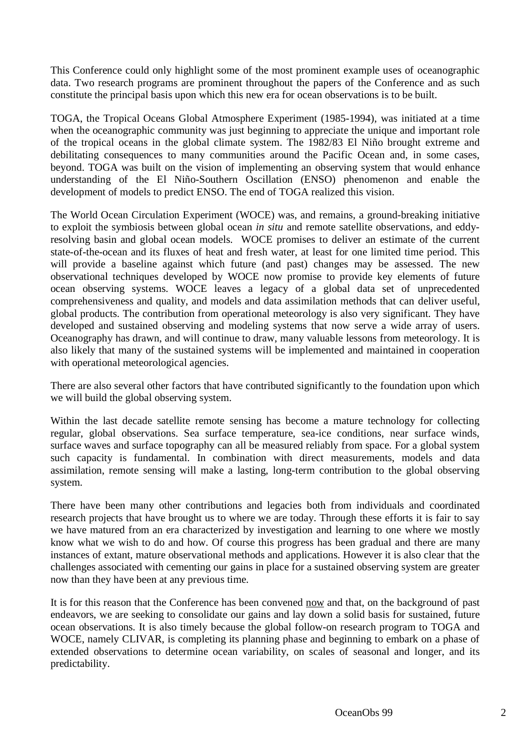This Conference could only highlight some of the most prominent example uses of oceanographic data. Two research programs are prominent throughout the papers of the Conference and as such constitute the principal basis upon which this new era for ocean observations is to be built.

TOGA, the Tropical Oceans Global Atmosphere Experiment (1985-1994), was initiated at a time when the oceanographic community was just beginning to appreciate the unique and important role of the tropical oceans in the global climate system. The 1982/83 El Niño brought extreme and debilitating consequences to many communities around the Pacific Ocean and, in some cases, beyond. TOGA was built on the vision of implementing an observing system that would enhance understanding of the El Niño-Southern Oscillation (ENSO) phenomenon and enable the development of models to predict ENSO. The end of TOGA realized this vision.

The World Ocean Circulation Experiment (WOCE) was, and remains, a ground-breaking initiative to exploit the symbiosis between global ocean *in situ* and remote satellite observations, and eddy-resolving basin and global ocean models. WOCE promises to deliver an estimate of the current state-of-the-ocean and its fluxes of heat and fresh water, at least for one limited time period. This will provide a baseline against which future (and past) changes may be assessed. The new observational techniques developed by WOCE now promise to provide key elements of future ocean observing systems. WOCE leaves a legacy of a global data set of unprecedented comprehensiveness and quality, and models and data assimilation methods that can deliver useful, global products. The contribution from operational meteorology is also very significant. They have developed and sustained observing and modeling systems that now serve a wide array of users. Oceanography has drawn, and will continue to draw, many valuable lessons from meteorology. It is also likely that many of the sustained systems will be implemented and maintained in cooperation with operational meteorological agencies.

There are also several other factors that have contributed significantly to the foundation upon which we will build the global observing system.

Within the last decade satellite remote sensing has become a mature technology for collecting regular, global observations. Sea surface temperature, sea-ice conditions, near surface winds, surface waves and surface topography can all be measured reliably from space. For a global system such capacity is fundamental. In combination with direct measurements, models and data assimilation, remote sensing will make a lasting, long-term contribution to the global observing system.

There have been many other contributions and legacies both from individuals and coordinated research projects that have brought us to where we are today. Through these efforts it is fair to say we have matured from an era characterized by investigation and learning to one where we mostly know what we wish to do and how. Of course this progress has been gradual and there are many instances of extant, mature observational methods and applications. However it is also clear that the challenges associated with cementing our gains in place for a sustained observing system are greater now than they have been at any previous time.

It is for this reason that the Conference has been convened <u>now</u> and that, on the background of past endeavors, we are seeking to consolidate our gains and lay down a solid basis for sustained, future ocean observations. It is also timely because the global follow-on research program to TOGA and WOCE, namely CLIVAR, is completing its planning phase and beginning to embark on a phase of extended observations to determine ocean variability, on scales of seasonal and longer, and its predictability.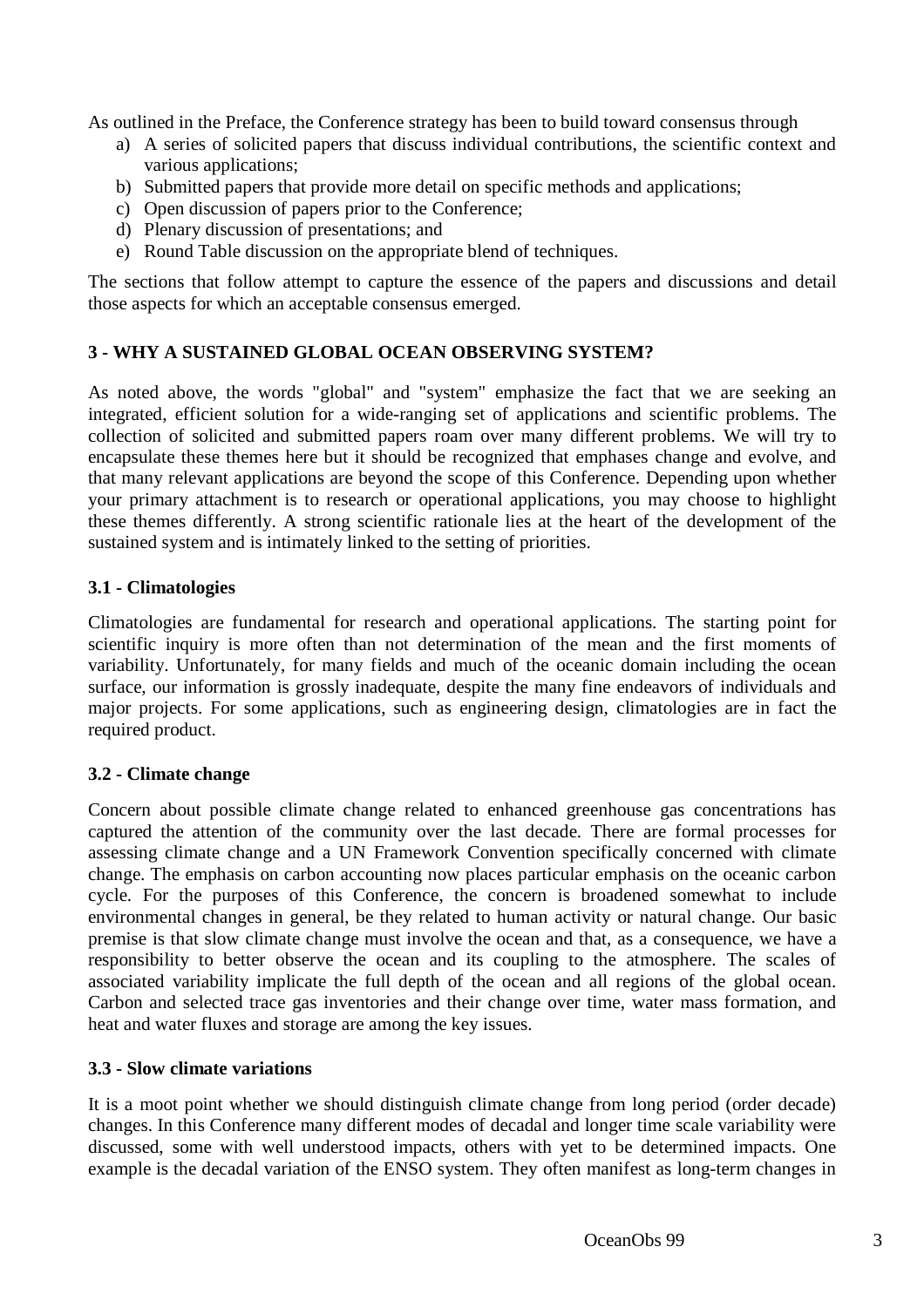As outlined in the Preface, the Conference strategy has been to build toward consensus through

a) A series of solicited papers that discuss individual contributions, the scientific context and various applications;
b) Submitted papers that provide more detail on specific methods and applications;
c) Open discussion of papers prior to the Conference;
d) Plenary discussion of presentations; and
e) Round Table discussion on the appropriate blend of techniques.

The sections that follow attempt to capture the essence of the papers and discussions and detail those aspects for which an acceptable consensus emerged.

## 3 - WHY A SUSTAINED GLOBAL OCEAN OBSERVING SYSTEM?

As noted above, the words "global" and "system" emphasize the fact that we are seeking an integrated, efficient solution for a wide-ranging set of applications and scientific problems. The collection of solicited and submitted papers roam over many different problems. We will try to encapsulate these themes here but it should be recognized that emphases change and evolve, and that many relevant applications are beyond the scope of this Conference. Depending upon whether your primary attachment is to research or operational applications, you may choose to highlight these themes differently. A strong scientific rationale lies at the heart of the development of the sustained system and is intimately linked to the setting of priorities.

### 3.1 - Climatologies

Climatologies are fundamental for research and operational applications. The starting point for scientific inquiry is more often than not determination of the mean and the first moments of variability. Unfortunately, for many fields and much of the oceanic domain including the ocean surface, our information is grossly inadequate, despite the many fine endeavors of individuals and major projects. For some applications, such as engineering design, climatologies are in fact the required product.

### 3.2 - Climate change

Concern about possible climate change related to enhanced greenhouse gas concentrations has captured the attention of the community over the last decade. There are formal processes for assessing climate change and a UN Framework Convention specifically concerned with climate change. The emphasis on carbon accounting now places particular emphasis on the oceanic carbon cycle. For the purposes of this Conference, the concern is broadened somewhat to include environmental changes in general, be they related to human activity or natural change. Our basic premise is that slow climate change must involve the ocean and that, as a consequence, we have a responsibility to better observe the ocean and its coupling to the atmosphere. The scales of associated variability implicate the full depth of the ocean and all regions of the global ocean. Carbon and selected trace gas inventories and their change over time, water mass formation, and heat and water fluxes and storage are among the key issues.

### 3.3 - Slow climate variations

It is a moot point whether we should distinguish climate change from long period (order decade) changes. In this Conference many different modes of decadal and longer time scale variability were discussed, some with well understood impacts, others with yet to be determined impacts. One example is the decadal variation of the ENSO system. They often manifest as long-term changes in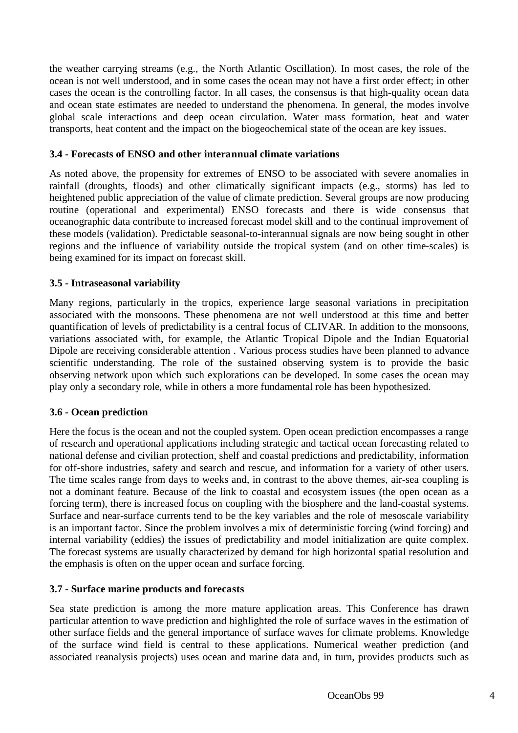the weather carrying streams (e.g., the North Atlantic Oscillation). In most cases, the role of the ocean is not well understood, and in some cases the ocean may not have a first order effect; in other cases the ocean is the controlling factor. In all cases, the consensus is that high-quality ocean data and ocean state estimates are needed to understand the phenomena. In general, the modes involve global scale interactions and deep ocean circulation. Water mass formation, heat and water transports, heat content and the impact on the biogeochemical state of the ocean are key issues.

### 3.4 - Forecasts of ENSO and other interannual climate variations

As noted above, the propensity for extremes of ENSO to be associated with severe anomalies in rainfall (droughts, floods) and other climatically significant impacts (e.g., storms) has led to heightened public appreciation of the value of climate prediction. Several groups are now producing routine (operational and experimental) ENSO forecasts and there is wide consensus that oceanographic data contribute to increased forecast model skill and to the continual improvement of these models (validation). Predictable seasonal-to-interannual signals are now being sought in other regions and the influence of variability outside the tropical system (and on other time-scales) is being examined for its impact on forecast skill.

### 3.5 - Intraseasonal variability

Many regions, particularly in the tropics, experience large seasonal variations in precipitation associated with the monsoons. These phenomena are not well understood at this time and better quantification of levels of predictability is a central focus of CLIVAR. In addition to the monsoons, variations associated with, for example, the Atlantic Tropical Dipole and the Indian Equatorial Dipole are receiving considerable attention . Various process studies have been planned to advance scientific understanding. The role of the sustained observing system is to provide the basic observing network upon which such explorations can be developed. In some cases the ocean may play only a secondary role, while in others a more fundamental role has been hypothesized.

### 3.6 - Ocean prediction

Here the focus is the ocean and not the coupled system. Open ocean prediction encompasses a range of research and operational applications including strategic and tactical ocean forecasting related to national defense and civilian protection, shelf and coastal predictions and predictability, information for off-shore industries, safety and search and rescue, and information for a variety of other users. The time scales range from days to weeks and, in contrast to the above themes, air-sea coupling is not a dominant feature. Because of the link to coastal and ecosystem issues (the open ocean as a forcing term), there is increased focus on coupling with the biosphere and the land-coastal systems. Surface and near-surface currents tend to be the key variables and the role of mesoscale variability is an important factor. Since the problem involves a mix of deterministic forcing (wind forcing) and internal variability (eddies) the issues of predictability and model initialization are quite complex. The forecast systems are usually characterized by demand for high horizontal spatial resolution and the emphasis is often on the upper ocean and surface forcing.

### 3.7 - Surface marine products and forecasts

Sea state prediction is among the more mature application areas. This Conference has drawn particular attention to wave prediction and highlighted the role of surface waves in the estimation of other surface fields and the general importance of surface waves for climate problems. Knowledge of the surface wind field is central to these applications. Numerical weather prediction (and associated reanalysis projects) uses ocean and marine data and, in turn, provides products such as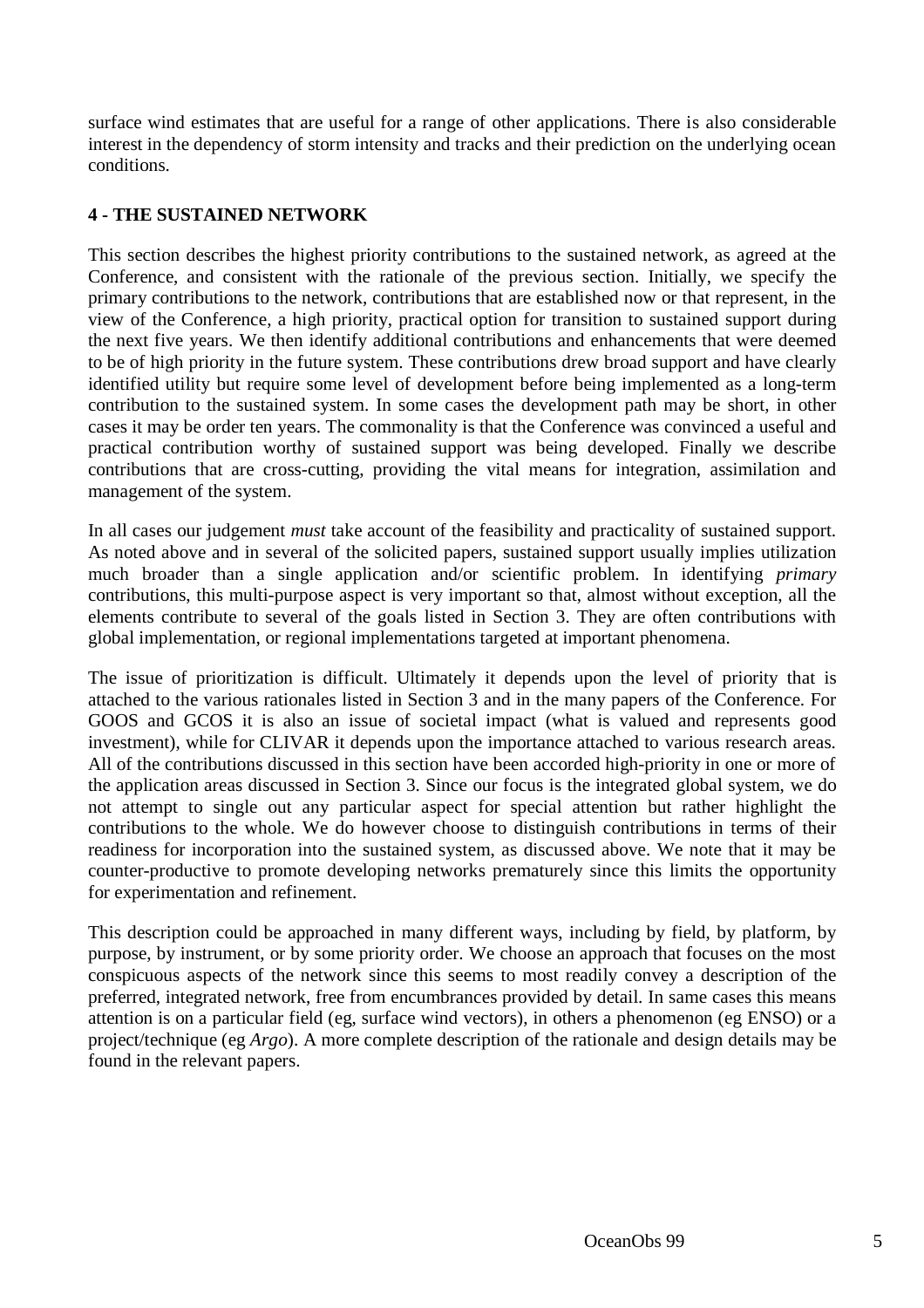surface wind estimates that are useful for a range of other applications. There is also considerable interest in the dependency of storm intensity and tracks and their prediction on the underlying ocean conditions.

## 4 - THE SUSTAINED NETWORK

This section describes the highest priority contributions to the sustained network, as agreed at the Conference, and consistent with the rationale of the previous section. Initially, we specify the primary contributions to the network, contributions that are established now or that represent, in the view of the Conference, a high priority, practical option for transition to sustained support during the next five years. We then identify additional contributions and enhancements that were deemed to be of high priority in the future system. These contributions drew broad support and have clearly identified utility but require some level of development before being implemented as a long-term contribution to the sustained system. In some cases the development path may be short, in other cases it may be order ten years. The commonality is that the Conference was convinced a useful and practical contribution worthy of sustained support was being developed. Finally we describe contributions that are cross-cutting, providing the vital means for integration, assimilation and management of the system.

In all cases our judgement *must* take account of the feasibility and practicality of sustained support. As noted above and in several of the solicited papers, sustained support usually implies utilization much broader than a single application and/or scientific problem. In identifying *primary* contributions, this multi-purpose aspect is very important so that, almost without exception, all the elements contribute to several of the goals listed in Section 3. They are often contributions with global implementation, or regional implementations targeted at important phenomena.

The issue of prioritization is difficult. Ultimately it depends upon the level of priority that is attached to the various rationales listed in Section 3 and in the many papers of the Conference. For GOOS and GCOS it is also an issue of societal impact (what is valued and represents good investment), while for CLIVAR it depends upon the importance attached to various research areas. All of the contributions discussed in this section have been accorded high-priority in one or more of the application areas discussed in Section 3. Since our focus is the integrated global system, we do not attempt to single out any particular aspect for special attention but rather highlight the contributions to the whole. We do however choose to distinguish contributions in terms of their readiness for incorporation into the sustained system, as discussed above. We note that it may be counter-productive to promote developing networks prematurely since this limits the opportunity for experimentation and refinement.

This description could be approached in many different ways, including by field, by platform, by purpose, by instrument, or by some priority order. We choose an approach that focuses on the most conspicuous aspects of the network since this seems to most readily convey a description of the preferred, integrated network, free from encumbrances provided by detail. In same cases this means attention is on a particular field (eg, surface wind vectors), in others a phenomenon (eg ENSO) or a project/technique (eg *Argo*). A more complete description of the rationale and design details may be found in the relevant papers.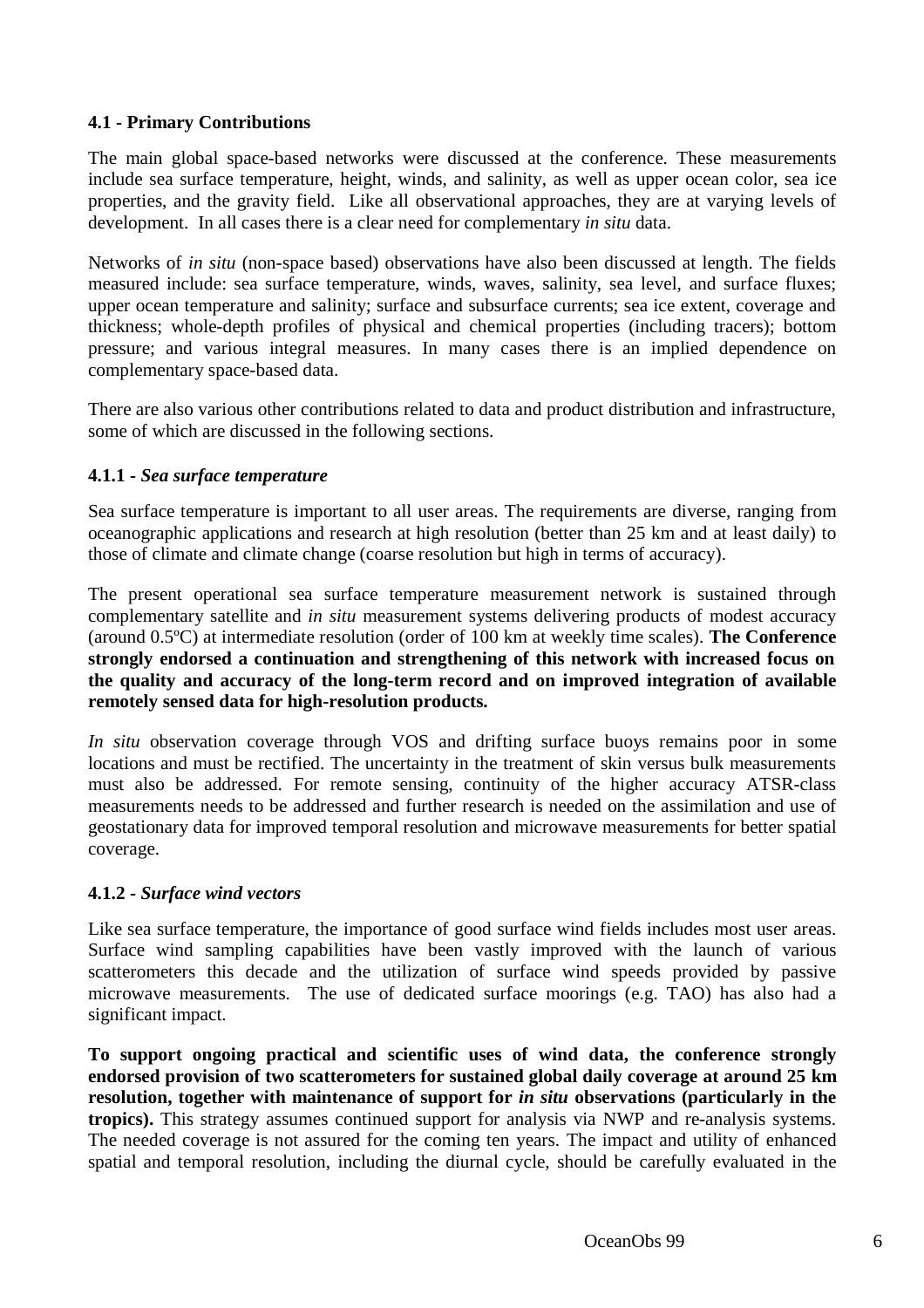### 4.1 - Primary Contributions

The main global space-based networks were discussed at the conference. These measurements include sea surface temperature, height, winds, and salinity, as well as upper ocean color, sea ice properties, and the gravity field. Like all observational approaches, they are at varying levels of development. In all cases there is a clear need for complementary *in situ* data.

Networks of *in situ* (non-space based) observations have also been discussed at length. The fields measured include: sea surface temperature, winds, waves, salinity, sea level, and surface fluxes; upper ocean temperature and salinity; surface and subsurface currents; sea ice extent, coverage and thickness; whole-depth profiles of physical and chemical properties (including tracers); bottom pressure; and various integral measures. In many cases there is an implied dependence on complementary space-based data.

There are also various other contributions related to data and product distribution and infrastructure, some of which are discussed in the following sections.

#### 4.1.1 - *Sea surface temperature*

Sea surface temperature is important to all user areas. The requirements are diverse, ranging from oceanographic applications and research at high resolution (better than 25 km and at least daily) to those of climate and climate change (coarse resolution but high in terms of accuracy).

The present operational sea surface temperature measurement network is sustained through complementary satellite and *in situ* measurement systems delivering products of modest accuracy (around 0.5ºC) at intermediate resolution (order of 100 km at weekly time scales). **The Conference strongly endorsed a continuation and strengthening of this network with increased focus on the quality and accuracy of the long-term record and on improved integration of available remotely sensed data for high-resolution products.**

*In situ* observation coverage through VOS and drifting surface buoys remains poor in some locations and must be rectified. The uncertainty in the treatment of skin versus bulk measurements must also be addressed. For remote sensing, continuity of the higher accuracy ATSR-class measurements needs to be addressed and further research is needed on the assimilation and use of geostationary data for improved temporal resolution and microwave measurements for better spatial coverage.

#### 4.1.2 - *Surface wind vectors*

Like sea surface temperature, the importance of good surface wind fields includes most user areas. Surface wind sampling capabilities have been vastly improved with the launch of various scatterometers this decade and the utilization of surface wind speeds provided by passive microwave measurements. The use of dedicated surface moorings (e.g. TAO) has also had a significant impact.

**To support ongoing practical and scientific uses of wind data, the conference strongly endorsed provision of two scatterometers for sustained global daily coverage at around 25 km resolution, together with maintenance of support for *in situ* observations (particularly in the tropics).** This strategy assumes continued support for analysis via NWP and re-analysis systems. The needed coverage is not assured for the coming ten years. The impact and utility of enhanced spatial and temporal resolution, including the diurnal cycle, should be carefully evaluated in the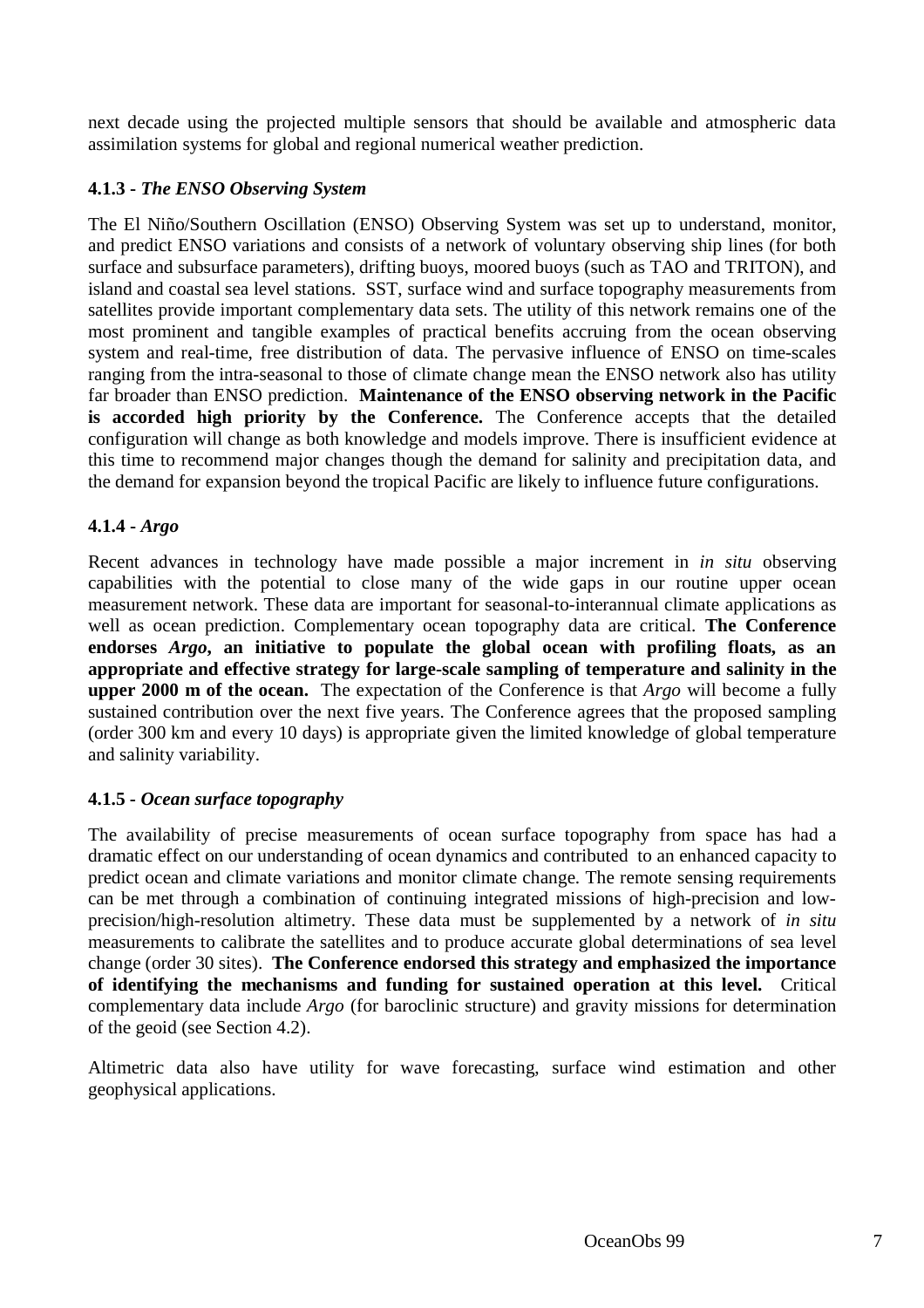next decade using the projected multiple sensors that should be available and atmospheric data assimilation systems for global and regional numerical weather prediction.

### 4.1.3 - *The ENSO Observing System*

The El Niño/Southern Oscillation (ENSO) Observing System was set up to understand, monitor, and predict ENSO variations and consists of a network of voluntary observing ship lines (for both surface and subsurface parameters), drifting buoys, moored buoys (such as TAO and TRITON), and island and coastal sea level stations. SST, surface wind and surface topography measurements from satellites provide important complementary data sets. The utility of this network remains one of the most prominent and tangible examples of practical benefits accruing from the ocean observing system and real-time, free distribution of data. The pervasive influence of ENSO on time-scales ranging from the intra-seasonal to those of climate change mean the ENSO network also has utility far broader than ENSO prediction. **Maintenance of the ENSO observing network in the Pacific is accorded high priority by the Conference.** The Conference accepts that the detailed configuration will change as both knowledge and models improve. There is insufficient evidence at this time to recommend major changes though the demand for salinity and precipitation data, and the demand for expansion beyond the tropical Pacific are likely to influence future configurations.

### 4.1.4 - *Argo*

Recent advances in technology have made possible a major increment in *in situ* observing capabilities with the potential to close many of the wide gaps in our routine upper ocean measurement network. These data are important for seasonal-to-interannual climate applications as well as ocean prediction. Complementary ocean topography data are critical. **The Conference endorses *Argo*, an initiative to populate the global ocean with profiling floats, as an appropriate and effective strategy for large-scale sampling of temperature and salinity in the upper 2000 m of the ocean.** The expectation of the Conference is that *Argo* will become a fully sustained contribution over the next five years. The Conference agrees that the proposed sampling (order 300 km and every 10 days) is appropriate given the limited knowledge of global temperature and salinity variability.

### 4.1.5 - *Ocean surface topography*

The availability of precise measurements of ocean surface topography from space has had a dramatic effect on our understanding of ocean dynamics and contributed to an enhanced capacity to predict ocean and climate variations and monitor climate change. The remote sensing requirements can be met through a combination of continuing integrated missions of high-precision and low-precision/high-resolution altimetry. These data must be supplemented by a network of *in situ* measurements to calibrate the satellites and to produce accurate global determinations of sea level change (order 30 sites). **The Conference endorsed this strategy and emphasized the importance of identifying the mechanisms and funding for sustained operation at this level.** Critical complementary data include *Argo* (for baroclinic structure) and gravity missions for determination of the geoid (see Section 4.2).

Altimetric data also have utility for wave forecasting, surface wind estimation and other geophysical applications.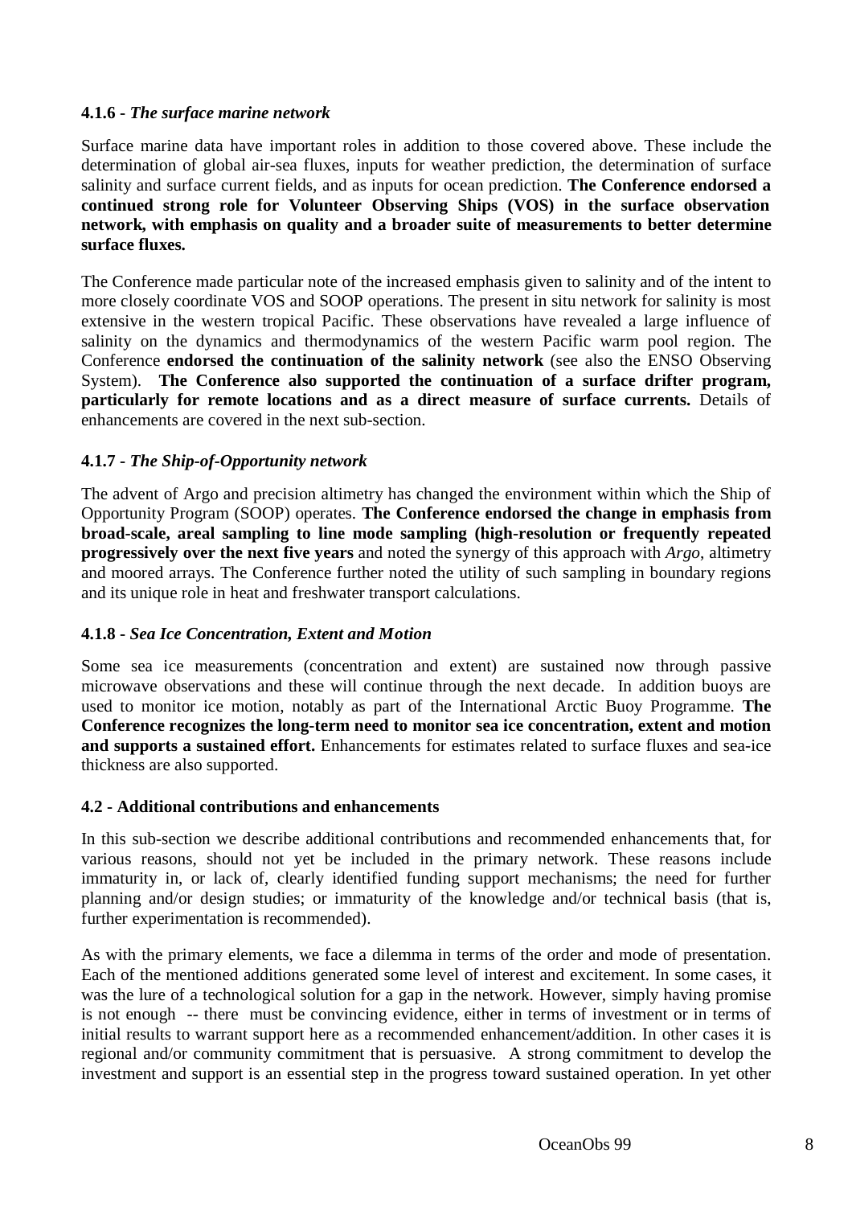#### 4.1.6 - *The surface marine network*

Surface marine data have important roles in addition to those covered above. These include the determination of global air-sea fluxes, inputs for weather prediction, the determination of surface salinity and surface current fields, and as inputs for ocean prediction. **The Conference endorsed a continued strong role for Volunteer Observing Ships (VOS) in the surface observation network, with emphasis on quality and a broader suite of measurements to better determine surface fluxes.**

The Conference made particular note of the increased emphasis given to salinity and of the intent to more closely coordinate VOS and SOOP operations. The present in situ network for salinity is most extensive in the western tropical Pacific. These observations have revealed a large influence of salinity on the dynamics and thermodynamics of the western Pacific warm pool region. The Conference **endorsed the continuation of the salinity network** (see also the ENSO Observing System). **The Conference also supported the continuation of a surface drifter program, particularly for remote locations and as a direct measure of surface currents.** Details of enhancements are covered in the next sub-section.

#### 4.1.7 - *The Ship-of-Opportunity network*

The advent of Argo and precision altimetry has changed the environment within which the Ship of Opportunity Program (SOOP) operates. **The Conference endorsed the change in emphasis from broad-scale, areal sampling to line mode sampling (high-resolution or frequently repeated progressively over the next five years** and noted the synergy of this approach with *Argo*, altimetry and moored arrays. The Conference further noted the utility of such sampling in boundary regions and its unique role in heat and freshwater transport calculations.

#### 4.1.8 - *Sea Ice Concentration, Extent and Motion*

Some sea ice measurements (concentration and extent) are sustained now through passive microwave observations and these will continue through the next decade. In addition buoys are used to monitor ice motion, notably as part of the International Arctic Buoy Programme. **The Conference recognizes the long-term need to monitor sea ice concentration, extent and motion and supports a sustained effort.** Enhancements for estimates related to surface fluxes and sea-ice thickness are also supported.

### 4.2 - Additional contributions and enhancements

In this sub-section we describe additional contributions and recommended enhancements that, for various reasons, should not yet be included in the primary network. These reasons include immaturity in, or lack of, clearly identified funding support mechanisms; the need for further planning and/or design studies; or immaturity of the knowledge and/or technical basis (that is, further experimentation is recommended).

As with the primary elements, we face a dilemma in terms of the order and mode of presentation. Each of the mentioned additions generated some level of interest and excitement. In some cases, it was the lure of a technological solution for a gap in the network. However, simply having promise is not enough -- there must be convincing evidence, either in terms of investment or in terms of initial results to warrant support here as a recommended enhancement/addition. In other cases it is regional and/or community commitment that is persuasive. A strong commitment to develop the investment and support is an essential step in the progress toward sustained operation. In yet other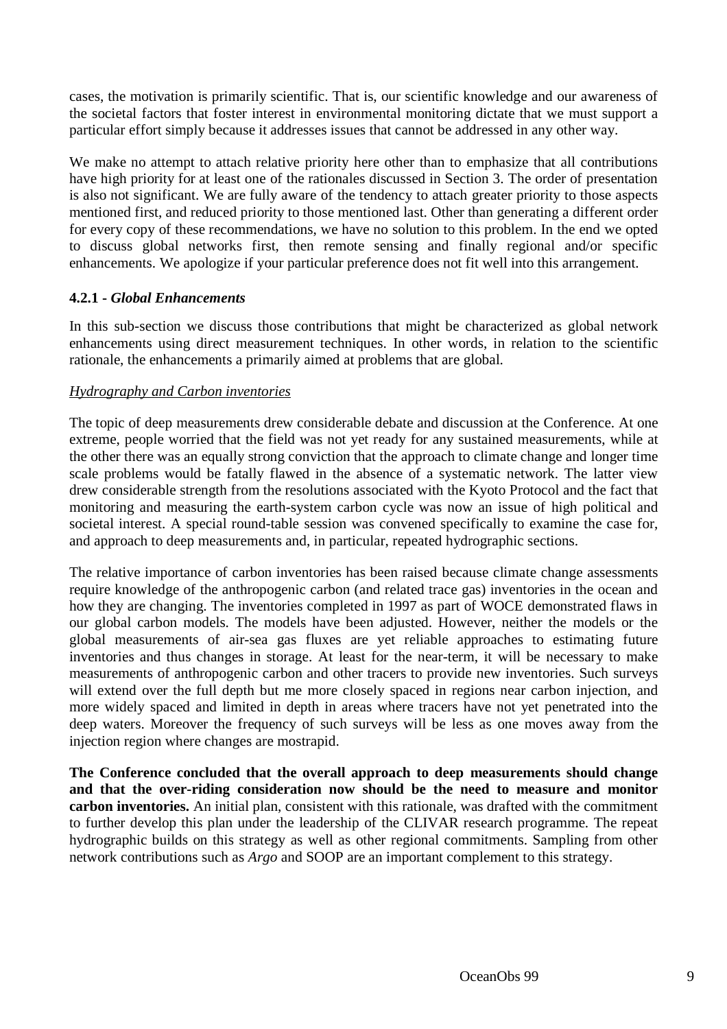cases, the motivation is primarily scientific. That is, our scientific knowledge and our awareness of the societal factors that foster interest in environmental monitoring dictate that we must support a particular effort simply because it addresses issues that cannot be addressed in any other way.

We make no attempt to attach relative priority here other than to emphasize that all contributions have high priority for at least one of the rationales discussed in Section 3. The order of presentation is also not significant. We are fully aware of the tendency to attach greater priority to those aspects mentioned first, and reduced priority to those mentioned last. Other than generating a different order for every copy of these recommendations, we have no solution to this problem. In the end we opted to discuss global networks first, then remote sensing and finally regional and/or specific enhancements. We apologize if your particular preference does not fit well into this arrangement.

#### 4.2.1 - *Global Enhancements*

In this sub-section we discuss those contributions that might be characterized as global network enhancements using direct measurement techniques. In other words, in relation to the scientific rationale, the enhancements a primarily aimed at problems that are global.

<u>Hydrography and Carbon inventories</u>

The topic of deep measurements drew considerable debate and discussion at the Conference. At one extreme, people worried that the field was not yet ready for any sustained measurements, while at the other there was an equally strong conviction that the approach to climate change and longer time scale problems would be fatally flawed in the absence of a systematic network. The latter view drew considerable strength from the resolutions associated with the Kyoto Protocol and the fact that monitoring and measuring the earth-system carbon cycle was now an issue of high political and societal interest. A special round-table session was convened specifically to examine the case for, and approach to deep measurements and, in particular, repeated hydrographic sections.

The relative importance of carbon inventories has been raised because climate change assessments require knowledge of the anthropogenic carbon (and related trace gas) inventories in the ocean and how they are changing. The inventories completed in 1997 as part of WOCE demonstrated flaws in our global carbon models. The models have been adjusted. However, neither the models or the global measurements of air-sea gas fluxes are yet reliable approaches to estimating future inventories and thus changes in storage. At least for the near-term, it will be necessary to make measurements of anthropogenic carbon and other tracers to provide new inventories. Such surveys will extend over the full depth but me more closely spaced in regions near carbon injection, and more widely spaced and limited in depth in areas where tracers have not yet penetrated into the deep waters. Moreover the frequency of such surveys will be less as one moves away from the injection region where changes are mostrapid.

**The Conference concluded that the overall approach to deep measurements should change and that the over-riding consideration now should be the need to measure and monitor carbon inventories.** An initial plan, consistent with this rationale, was drafted with the commitment to further develop this plan under the leadership of the CLIVAR research programme. The repeat hydrographic builds on this strategy as well as other regional commitments. Sampling from other network contributions such as *Argo* and SOOP are an important complement to this strategy.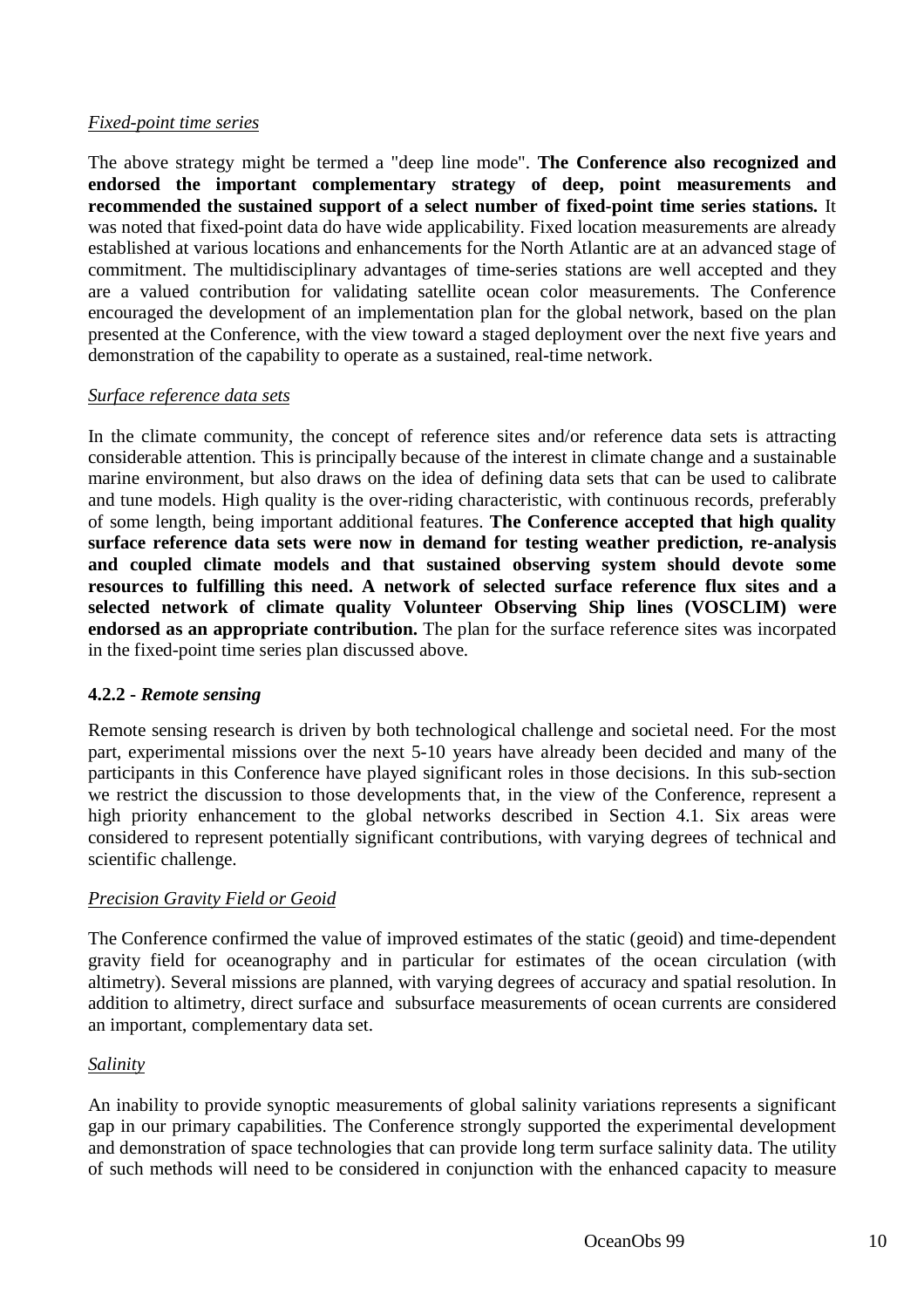*Fixed-point time series*

The above strategy might be termed a "deep line mode". **The Conference also recognized and endorsed the important complementary strategy of deep, point measurements and recommended the sustained support of a select number of fixed-point time series stations.** It was noted that fixed-point data do have wide applicability. Fixed location measurements are already established at various locations and enhancements for the North Atlantic are at an advanced stage of commitment. The multidisciplinary advantages of time-series stations are well accepted and they are a valued contribution for validating satellite ocean color measurements. The Conference encouraged the development of an implementation plan for the global network, based on the plan presented at the Conference, with the view toward a staged deployment over the next five years and demonstration of the capability to operate as a sustained, real-time network.

*Surface reference data sets*

In the climate community, the concept of reference sites and/or reference data sets is attracting considerable attention. This is principally because of the interest in climate change and a sustainable marine environment, but also draws on the idea of defining data sets that can be used to calibrate and tune models. High quality is the over-riding characteristic, with continuous records, preferably of some length, being important additional features. **The Conference accepted that high quality surface reference data sets were now in demand for testing weather prediction, re-analysis and coupled climate models and that sustained observing system should devote some resources to fulfilling this need. A network of selected surface reference flux sites and a selected network of climate quality Volunteer Observing Ship lines (VOSCLIM) were endorsed as an appropriate contribution.** The plan for the surface reference sites was incorpated in the fixed-point time series plan discussed above.

#### 4.2.2 - *Remote sensing*

Remote sensing research is driven by both technological challenge and societal need. For the most part, experimental missions over the next 5-10 years have already been decided and many of the participants in this Conference have played significant roles in those decisions. In this sub-section we restrict the discussion to those developments that, in the view of the Conference, represent a high priority enhancement to the global networks described in Section 4.1. Six areas were considered to represent potentially significant contributions, with varying degrees of technical and scientific challenge.

*Precision Gravity Field or Geoid*

The Conference confirmed the value of improved estimates of the static (geoid) and time-dependent gravity field for oceanography and in particular for estimates of the ocean circulation (with altimetry). Several missions are planned, with varying degrees of accuracy and spatial resolution. In addition to altimetry, direct surface and subsurface measurements of ocean currents are considered an important, complementary data set.

*Salinity*

An inability to provide synoptic measurements of global salinity variations represents a significant gap in our primary capabilities. The Conference strongly supported the experimental development and demonstration of space technologies that can provide long term surface salinity data. The utility of such methods will need to be considered in conjunction with the enhanced capacity to measure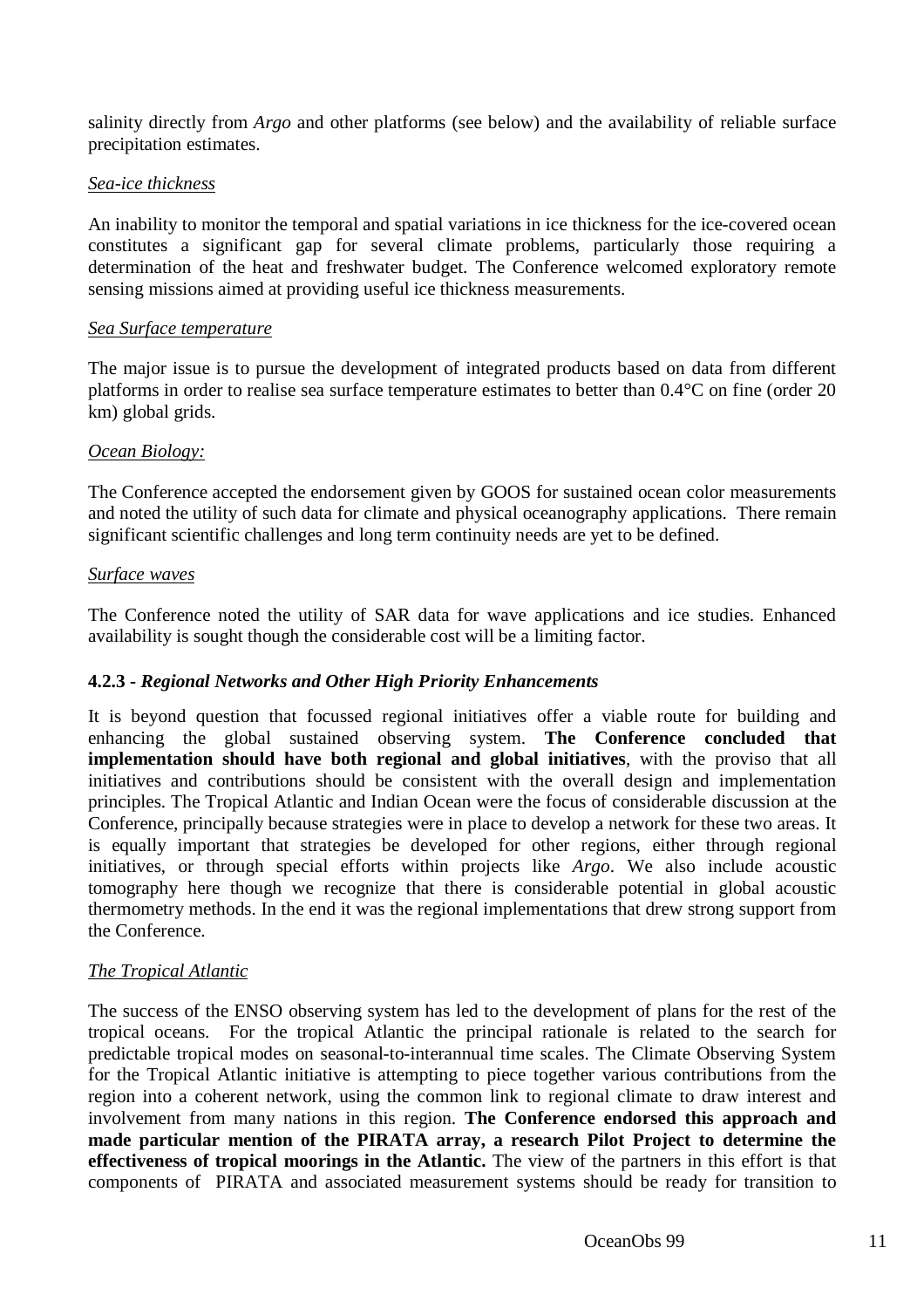salinity directly from *Argo* and other platforms (see below) and the availability of reliable surface precipitation estimates.

*Sea-ice thickness*

An inability to monitor the temporal and spatial variations in ice thickness for the ice-covered ocean constitutes a significant gap for several climate problems, particularly those requiring a determination of the heat and freshwater budget. The Conference welcomed exploratory remote sensing missions aimed at providing useful ice thickness measurements.

*Sea Surface temperature*

The major issue is to pursue the development of integrated products based on data from different platforms in order to realise sea surface temperature estimates to better than 0.4°C on fine (order 20 km) global grids.

*Ocean Biology:*

The Conference accepted the endorsement given by GOOS for sustained ocean color measurements and noted the utility of such data for climate and physical oceanography applications. There remain significant scientific challenges and long term continuity needs are yet to be defined.

*Surface waves*

The Conference noted the utility of SAR data for wave applications and ice studies. Enhanced availability is sought though the considerable cost will be a limiting factor.

#### 4.2.3 - *Regional Networks and Other High Priority Enhancements*

It is beyond question that focussed regional initiatives offer a viable route for building and enhancing the global sustained observing system. **The Conference concluded that implementation should have both regional and global initiatives**, with the proviso that all initiatives and contributions should be consistent with the overall design and implementation principles. The Tropical Atlantic and Indian Ocean were the focus of considerable discussion at the Conference, principally because strategies were in place to develop a network for these two areas. It is equally important that strategies be developed for other regions, either through regional initiatives, or through special efforts within projects like *Argo*. We also include acoustic tomography here though we recognize that there is considerable potential in global acoustic thermometry methods. In the end it was the regional implementations that drew strong support from the Conference.

*The Tropical Atlantic*

The success of the ENSO observing system has led to the development of plans for the rest of the tropical oceans. For the tropical Atlantic the principal rationale is related to the search for predictable tropical modes on seasonal-to-interannual time scales. The Climate Observing System for the Tropical Atlantic initiative is attempting to piece together various contributions from the region into a coherent network, using the common link to regional climate to draw interest and involvement from many nations in this region. **The Conference endorsed this approach and made particular mention of the PIRATA array, a research Pilot Project to determine the effectiveness of tropical moorings in the Atlantic.** The view of the partners in this effort is that components of PIRATA and associated measurement systems should be ready for transition to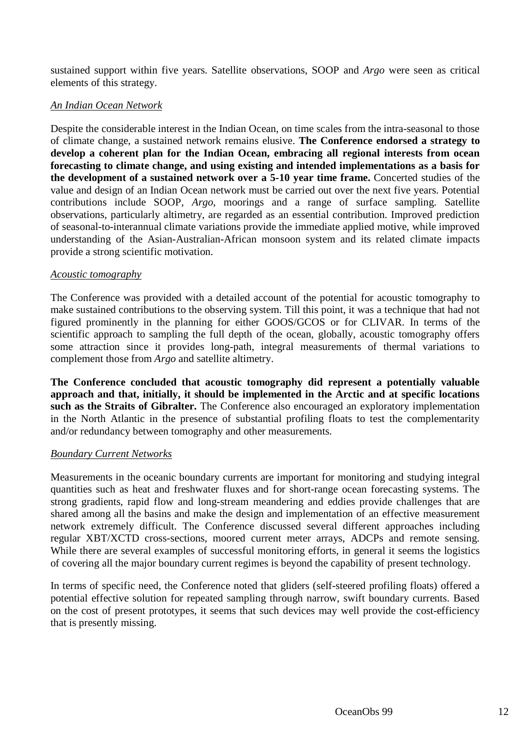sustained support within five years. Satellite observations, SOOP and *Argo* were seen as critical elements of this strategy.

*An Indian Ocean Network*

Despite the considerable interest in the Indian Ocean, on time scales from the intra-seasonal to those of climate change, a sustained network remains elusive. **The Conference endorsed a strategy to develop a coherent plan for the Indian Ocean, embracing all regional interests from ocean forecasting to climate change, and using existing and intended implementations as a basis for the development of a sustained network over a 5-10 year time frame.** Concerted studies of the value and design of an Indian Ocean network must be carried out over the next five years. Potential contributions include SOOP, *Argo*, moorings and a range of surface sampling. Satellite observations, particularly altimetry, are regarded as an essential contribution. Improved prediction of seasonal-to-interannual climate variations provide the immediate applied motive, while improved understanding of the Asian-Australian-African monsoon system and its related climate impacts provide a strong scientific motivation.

*Acoustic tomography*

The Conference was provided with a detailed account of the potential for acoustic tomography to make sustained contributions to the observing system. Till this point, it was a technique that had not figured prominently in the planning for either GOOS/GCOS or for CLIVAR. In terms of the scientific approach to sampling the full depth of the ocean, globally, acoustic tomography offers some attraction since it provides long-path, integral measurements of thermal variations to complement those from *Argo* and satellite altimetry.

**The Conference concluded that acoustic tomography did represent a potentially valuable approach and that, initially, it should be implemented in the Arctic and at specific locations such as the Straits of Gibralter.** The Conference also encouraged an exploratory implementation in the North Atlantic in the presence of substantial profiling floats to test the complementarity and/or redundancy between tomography and other measurements.

*Boundary Current Networks*

Measurements in the oceanic boundary currents are important for monitoring and studying integral quantities such as heat and freshwater fluxes and for short-range ocean forecasting systems. The strong gradients, rapid flow and long-stream meandering and eddies provide challenges that are shared among all the basins and make the design and implementation of an effective measurement network extremely difficult. The Conference discussed several different approaches including regular XBT/XCTD cross-sections, moored current meter arrays, ADCPs and remote sensing. While there are several examples of successful monitoring efforts, in general it seems the logistics of covering all the major boundary current regimes is beyond the capability of present technology.

In terms of specific need, the Conference noted that gliders (self-steered profiling floats) offered a potential effective solution for repeated sampling through narrow, swift boundary currents. Based on the cost of present prototypes, it seems that such devices may well provide the cost-efficiency that is presently missing.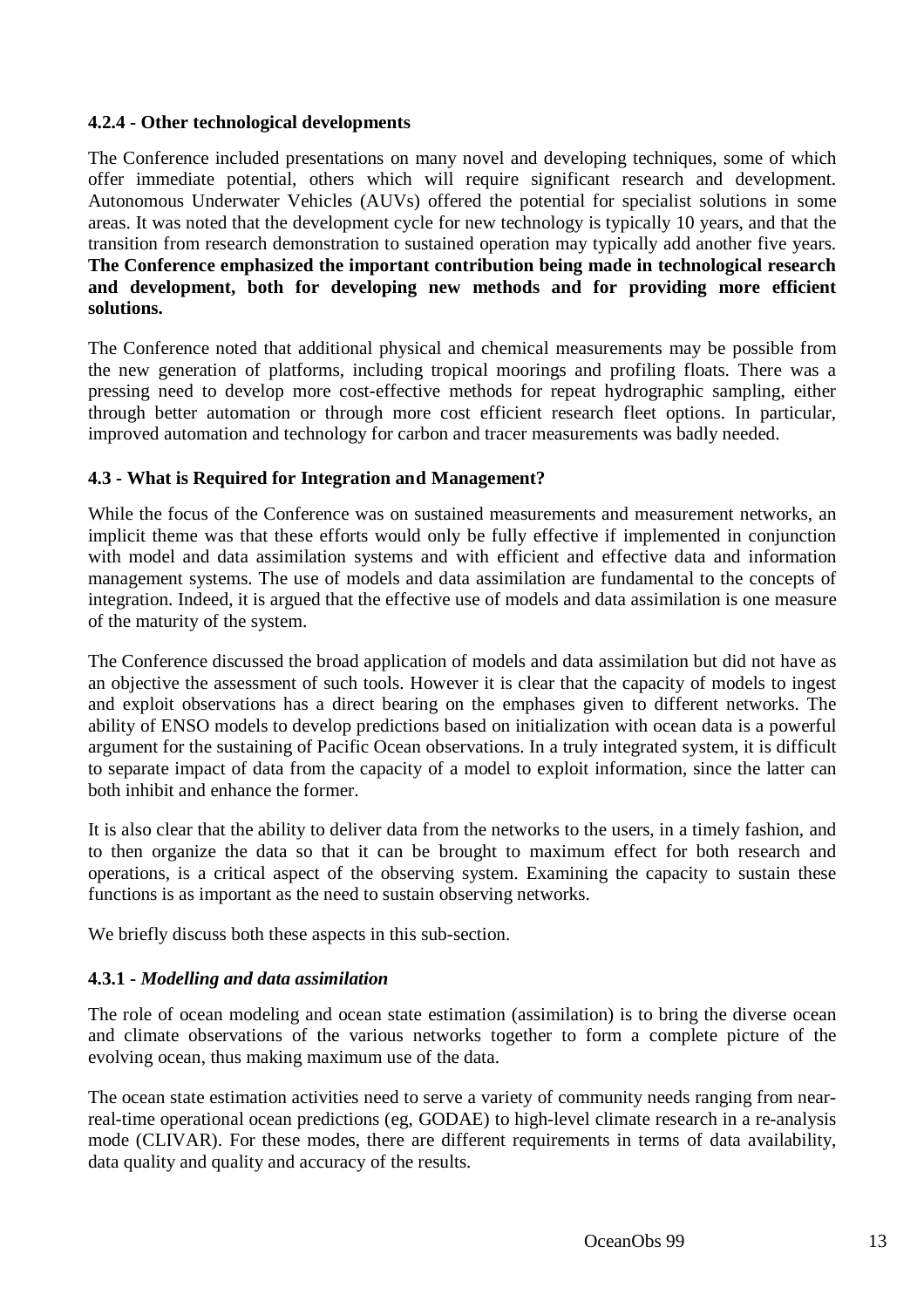#### 4.2.4 - Other technological developments

The Conference included presentations on many novel and developing techniques, some of which offer immediate potential, others which will require significant research and development. Autonomous Underwater Vehicles (AUVs) offered the potential for specialist solutions in some areas. It was noted that the development cycle for new technology is typically 10 years, and that the transition from research demonstration to sustained operation may typically add another five years. **The Conference emphasized the important contribution being made in technological research and development, both for developing new methods and for providing more efficient solutions.**

The Conference noted that additional physical and chemical measurements may be possible from the new generation of platforms, including tropical moorings and profiling floats. There was a pressing need to develop more cost-effective methods for repeat hydrographic sampling, either through better automation or through more cost efficient research fleet options. In particular, improved automation and technology for carbon and tracer measurements was badly needed.

### 4.3 - What is Required for Integration and Management?

While the focus of the Conference was on sustained measurements and measurement networks, an implicit theme was that these efforts would only be fully effective if implemented in conjunction with model and data assimilation systems and with efficient and effective data and information management systems. The use of models and data assimilation are fundamental to the concepts of integration. Indeed, it is argued that the effective use of models and data assimilation is one measure of the maturity of the system.

The Conference discussed the broad application of models and data assimilation but did not have as an objective the assessment of such tools. However it is clear that the capacity of models to ingest and exploit observations has a direct bearing on the emphases given to different networks. The ability of ENSO models to develop predictions based on initialization with ocean data is a powerful argument for the sustaining of Pacific Ocean observations. In a truly integrated system, it is difficult to separate impact of data from the capacity of a model to exploit information, since the latter can both inhibit and enhance the former.

It is also clear that the ability to deliver data from the networks to the users, in a timely fashion, and to then organize the data so that it can be brought to maximum effect for both research and operations, is a critical aspect of the observing system. Examining the capacity to sustain these functions is as important as the need to sustain observing networks.

We briefly discuss both these aspects in this sub-section.

#### 4.3.1 - *Modelling and data assimilation*

The role of ocean modeling and ocean state estimation (assimilation) is to bring the diverse ocean and climate observations of the various networks together to form a complete picture of the evolving ocean, thus making maximum use of the data.

The ocean state estimation activities need to serve a variety of community needs ranging from near-real-time operational ocean predictions (eg, GODAE) to high-level climate research in a re-analysis mode (CLIVAR). For these modes, there are different requirements in terms of data availability, data quality and quality and accuracy of the results.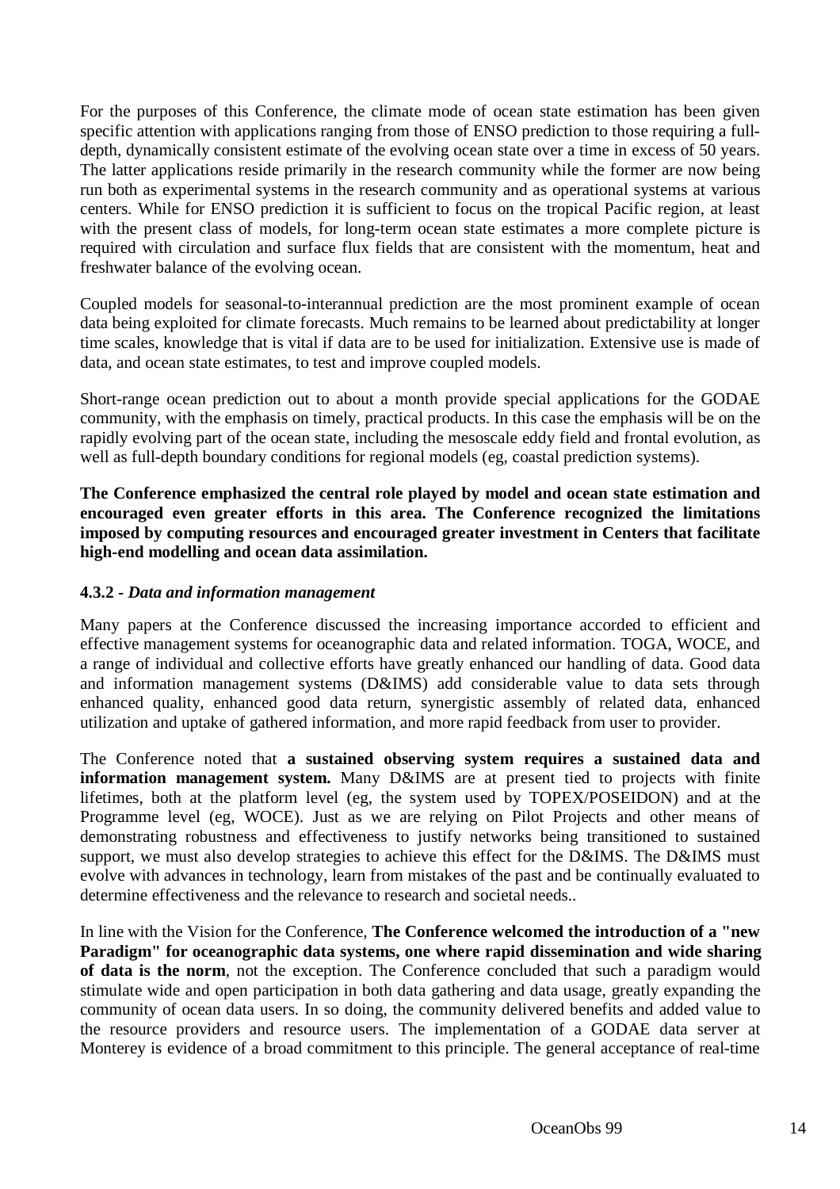For the purposes of this Conference, the climate mode of ocean state estimation has been given specific attention with applications ranging from those of ENSO prediction to those requiring a full-depth, dynamically consistent estimate of the evolving ocean state over a time in excess of 50 years. The latter applications reside primarily in the research community while the former are now being run both as experimental systems in the research community and as operational systems at various centers. While for ENSO prediction it is sufficient to focus on the tropical Pacific region, at least with the present class of models, for long-term ocean state estimates a more complete picture is required with circulation and surface flux fields that are consistent with the momentum, heat and freshwater balance of the evolving ocean.

Coupled models for seasonal-to-interannual prediction are the most prominent example of ocean data being exploited for climate forecasts. Much remains to be learned about predictability at longer time scales, knowledge that is vital if data are to be used for initialization. Extensive use is made of data, and ocean state estimates, to test and improve coupled models.

Short-range ocean prediction out to about a month provide special applications for the GODAE community, with the emphasis on timely, practical products. In this case the emphasis will be on the rapidly evolving part of the ocean state, including the mesoscale eddy field and frontal evolution, as well as full-depth boundary conditions for regional models (eg, coastal prediction systems).

**The Conference emphasized the central role played by model and ocean state estimation and encouraged even greater efforts in this area. The Conference recognized the limitations imposed by computing resources and encouraged greater investment in Centers that facilitate high-end modelling and ocean data assimilation.**

#### 4.3.2 - *Data and information management*

Many papers at the Conference discussed the increasing importance accorded to efficient and effective management systems for oceanographic data and related information. TOGA, WOCE, and a range of individual and collective efforts have greatly enhanced our handling of data. Good data and information management systems (D&IMS) add considerable value to data sets through enhanced quality, enhanced good data return, synergistic assembly of related data, enhanced utilization and uptake of gathered information, and more rapid feedback from user to provider.

The Conference noted that **a sustained observing system requires a sustained data and information management system.** Many D&IMS are at present tied to projects with finite lifetimes, both at the platform level (eg, the system used by TOPEX/POSEIDON) and at the Programme level (eg, WOCE). Just as we are relying on Pilot Projects and other means of demonstrating robustness and effectiveness to justify networks being transitioned to sustained support, we must also develop strategies to achieve this effect for the D&IMS. The D&IMS must evolve with advances in technology, learn from mistakes of the past and be continually evaluated to determine effectiveness and the relevance to research and societal needs..

In line with the Vision for the Conference, **The Conference welcomed the introduction of a "new Paradigm" for oceanographic data systems, one where rapid dissemination and wide sharing of data is the norm**, not the exception. The Conference concluded that such a paradigm would stimulate wide and open participation in both data gathering and data usage, greatly expanding the community of ocean data users. In so doing, the community delivered benefits and added value to the resource providers and resource users. The implementation of a GODAE data server at Monterey is evidence of a broad commitment to this principle. The general acceptance of real-time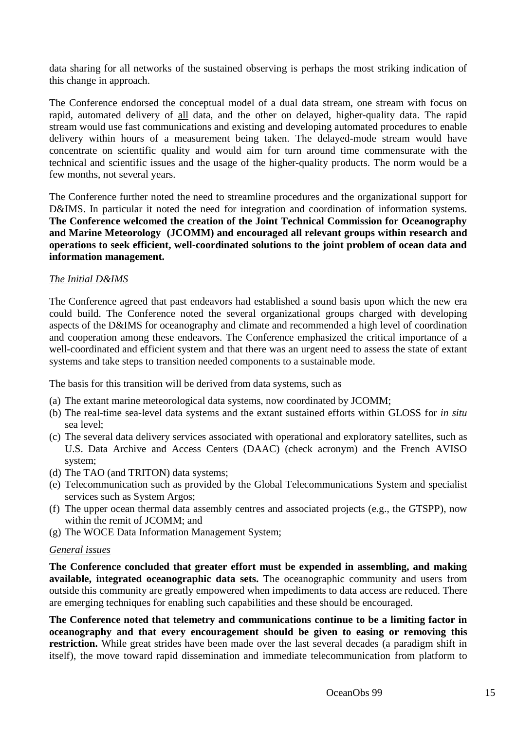data sharing for all networks of the sustained observing is perhaps the most striking indication of this change in approach.

The Conference endorsed the conceptual model of a dual data stream, one stream with focus on rapid, automated delivery of <u>all</u> data, and the other on delayed, higher-quality data. The rapid stream would use fast communications and existing and developing automated procedures to enable delivery within hours of a measurement being taken. The delayed-mode stream would have concentrate on scientific quality and would aim for turn around time commensurate with the technical and scientific issues and the usage of the higher-quality products. The norm would be a few months, not several years.

The Conference further noted the need to streamline procedures and the organizational support for D&IMS. In particular it noted the need for integration and coordination of information systems. **The Conference welcomed the creation of the Joint Technical Commission for Oceanography and Marine Meteorology (JCOMM) and encouraged all relevant groups within research and operations to seek efficient, well-coordinated solutions to the joint problem of ocean data and information management.**

*<u>The Initial D&IMS</u>*

The Conference agreed that past endeavors had established a sound basis upon which the new era could build. The Conference noted the several organizational groups charged with developing aspects of the D&IMS for oceanography and climate and recommended a high level of coordination and cooperation among these endeavors. The Conference emphasized the critical importance of a well-coordinated and efficient system and that there was an urgent need to assess the state of extant systems and take steps to transition needed components to a sustainable mode.

The basis for this transition will be derived from data systems, such as

(a) The extant marine meteorological data systems, now coordinated by JCOMM;
(b) The real-time sea-level data systems and the extant sustained efforts within GLOSS for *in situ* sea level;
(c) The several data delivery services associated with operational and exploratory satellites, such as U.S. Data Archive and Access Centers (DAAC) (check acronym) and the French AVISO system;
(d) The TAO (and TRITON) data systems;
(e) Telecommunication such as provided by the Global Telecommunications System and specialist services such as System Argos;
(f) The upper ocean thermal data assembly centres and associated projects (e.g., the GTSPP), now within the remit of JCOMM; and
(g) The WOCE Data Information Management System;

*<u>General issues</u>*

**The Conference concluded that greater effort must be expended in assembling, and making available, integrated oceanographic data sets.** The oceanographic community and users from outside this community are greatly empowered when impediments to data access are reduced. There are emerging techniques for enabling such capabilities and these should be encouraged.

**The Conference noted that telemetry and communications continue to be a limiting factor in oceanography and that every encouragement should be given to easing or removing this restriction.** While great strides have been made over the last several decades (a paradigm shift in itself), the move toward rapid dissemination and immediate telecommunication from platform to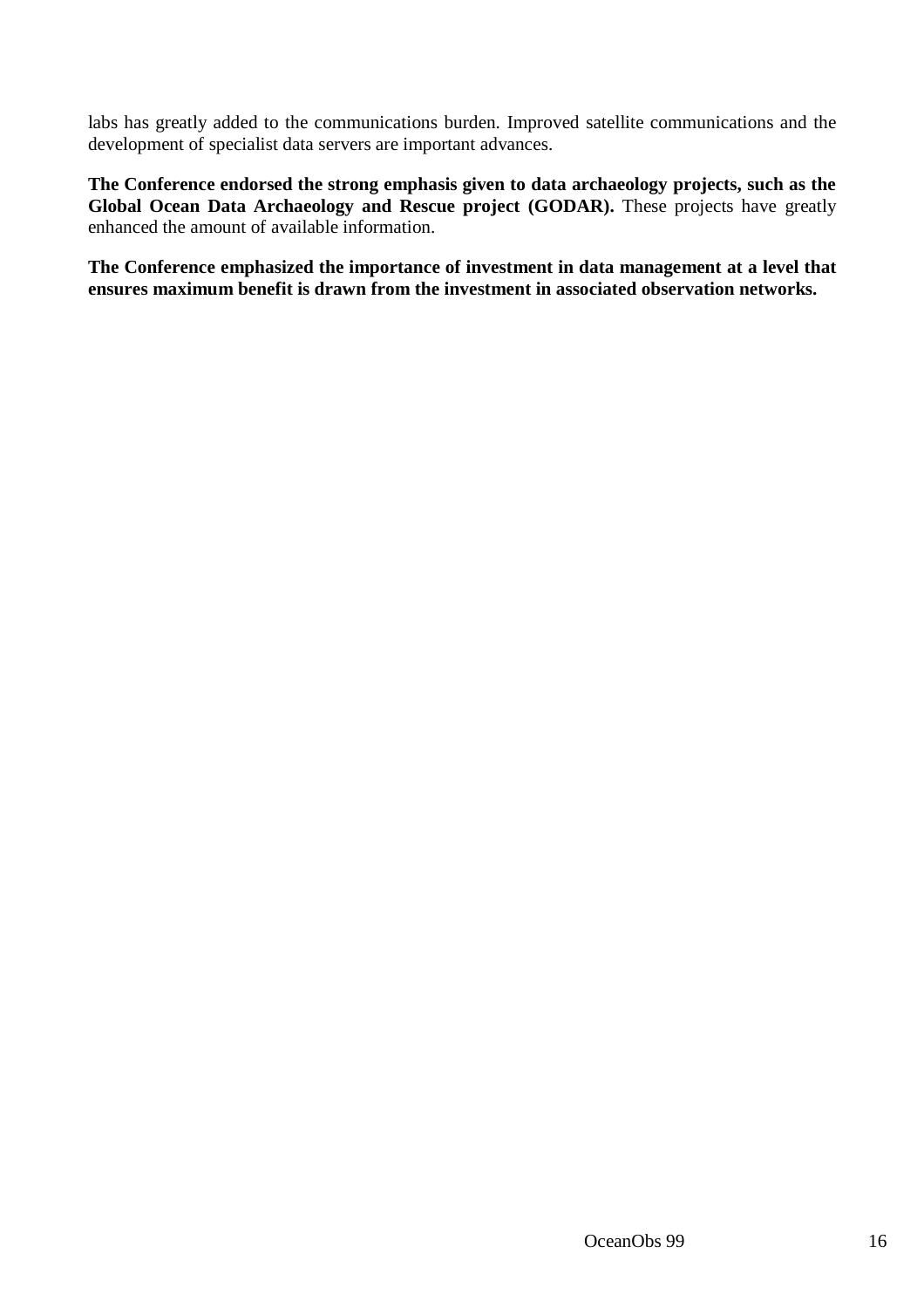labs has greatly added to the communications burden. Improved satellite communications and the development of specialist data servers are important advances.

**The Conference endorsed the strong emphasis given to data archaeology projects, such as the Global Ocean Data Archaeology and Rescue project (GODAR).** These projects have greatly enhanced the amount of available information.

**The Conference emphasized the importance of investment in data management at a level that ensures maximum benefit is drawn from the investment in associated observation networks.**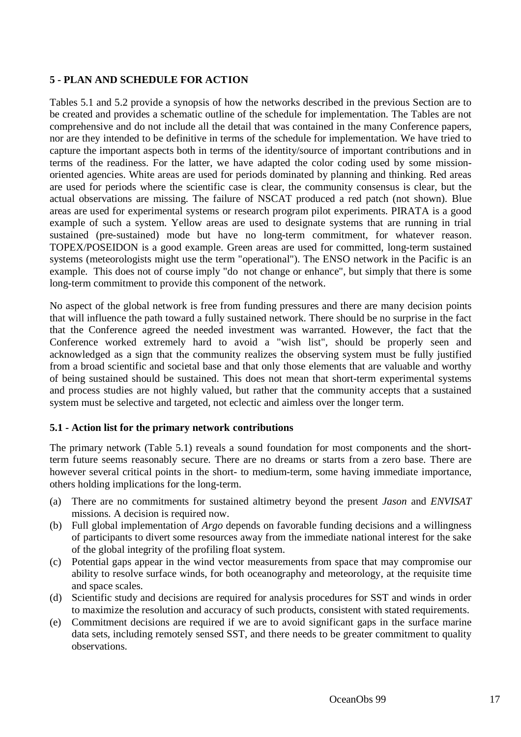## 5 - PLAN AND SCHEDULE FOR ACTION

Tables 5.1 and 5.2 provide a synopsis of how the networks described in the previous Section are to be created and provides a schematic outline of the schedule for implementation. The Tables are not comprehensive and do not include all the detail that was contained in the many Conference papers, nor are they intended to be definitive in terms of the schedule for implementation. We have tried to capture the important aspects both in terms of the identity/source of important contributions and in terms of the readiness. For the latter, we have adapted the color coding used by some mission-oriented agencies. White areas are used for periods dominated by planning and thinking. Red areas are used for periods where the scientific case is clear, the community consensus is clear, but the actual observations are missing. The failure of NSCAT produced a red patch (not shown). Blue areas are used for experimental systems or research program pilot experiments. PIRATA is a good example of such a system. Yellow areas are used to designate systems that are running in trial sustained (pre-sustained) mode but have no long-term commitment, for whatever reason. TOPEX/POSEIDON is a good example. Green areas are used for committed, long-term sustained systems (meteorologists might use the term "operational"). The ENSO network in the Pacific is an example. This does not of course imply "do not change or enhance", but simply that there is some long-term commitment to provide this component of the network.

No aspect of the global network is free from funding pressures and there are many decision points that will influence the path toward a fully sustained network. There should be no surprise in the fact that the Conference agreed the needed investment was warranted. However, the fact that the Conference worked extremely hard to avoid a "wish list", should be properly seen and acknowledged as a sign that the community realizes the observing system must be fully justified from a broad scientific and societal base and that only those elements that are valuable and worthy of being sustained should be sustained. This does not mean that short-term experimental systems and process studies are not highly valued, but rather that the community accepts that a sustained system must be selective and targeted, not eclectic and aimless over the longer term.

### 5.1 - Action list for the primary network contributions

The primary network (Table 5.1) reveals a sound foundation for most components and the short-term future seems reasonably secure. There are no dreams or starts from a zero base. There are however several critical points in the short- to medium-term, some having immediate importance, others holding implications for the long-term.

(a) There are no commitments for sustained altimetry beyond the present *Jason* and *ENVISAT* missions. A decision is required now.
(b) Full global implementation of *Argo* depends on favorable funding decisions and a willingness of participants to divert some resources away from the immediate national interest for the sake of the global integrity of the profiling float system.
(c) Potential gaps appear in the wind vector measurements from space that may compromise our ability to resolve surface winds, for both oceanography and meteorology, at the requisite time and space scales.
(d) Scientific study and decisions are required for analysis procedures for SST and winds in order to maximize the resolution and accuracy of such products, consistent with stated requirements.
(e) Commitment decisions are required if we are to avoid significant gaps in the surface marine data sets, including remotely sensed SST, and there needs to be greater commitment to quality observations.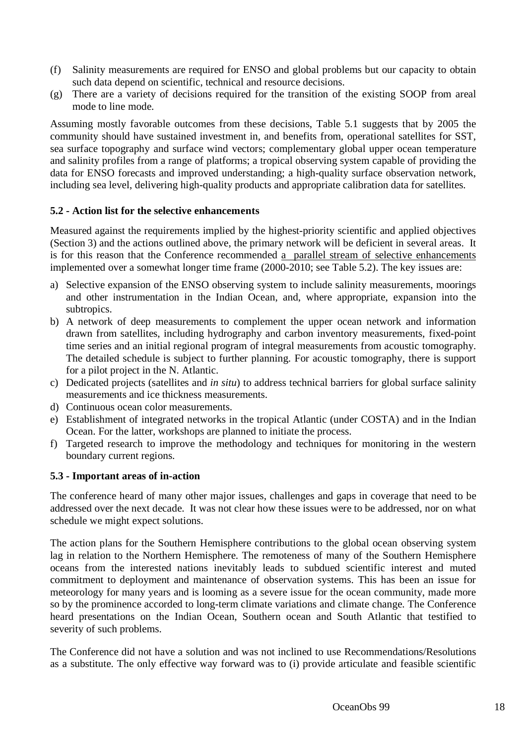(f) Salinity measurements are required for ENSO and global problems but our capacity to obtain such data depend on scientific, technical and resource decisions.

(g) There are a variety of decisions required for the transition of the existing SOOP from areal mode to line mode.

Assuming mostly favorable outcomes from these decisions, Table 5.1 suggests that by 2005 the community should have sustained investment in, and benefits from, operational satellites for SST, sea surface topography and surface wind vectors; complementary global upper ocean temperature and salinity profiles from a range of platforms; a tropical observing system capable of providing the data for ENSO forecasts and improved understanding; a high-quality surface observation network, including sea level, delivering high-quality products and appropriate calibration data for satellites.

### 5.2 - Action list for the selective enhancements

Measured against the requirements implied by the highest-priority scientific and applied objectives (Section 3) and the actions outlined above, the primary network will be deficient in several areas. It is for this reason that the Conference recommended a parallel stream of selective enhancements implemented over a somewhat longer time frame (2000-2010; see Table 5.2). The key issues are:

a) Selective expansion of the ENSO observing system to include salinity measurements, moorings and other instrumentation in the Indian Ocean, and, where appropriate, expansion into the subtropics.
b) A network of deep measurements to complement the upper ocean network and information drawn from satellites, including hydrography and carbon inventory measurements, fixed-point time series and an initial regional program of integral measurements from acoustic tomography. The detailed schedule is subject to further planning. For acoustic tomography, there is support for a pilot project in the N. Atlantic.
c) Dedicated projects (satellites and *in situ*) to address technical barriers for global surface salinity measurements and ice thickness measurements.
d) Continuous ocean color measurements.
e) Establishment of integrated networks in the tropical Atlantic (under COSTA) and in the Indian Ocean. For the latter, workshops are planned to initiate the process.
f) Targeted research to improve the methodology and techniques for monitoring in the western boundary current regions.

### 5.3 - Important areas of in-action

The conference heard of many other major issues, challenges and gaps in coverage that need to be addressed over the next decade. It was not clear how these issues were to be addressed, nor on what schedule we might expect solutions.

The action plans for the Southern Hemisphere contributions to the global ocean observing system lag in relation to the Northern Hemisphere. The remoteness of many of the Southern Hemisphere oceans from the interested nations inevitably leads to subdued scientific interest and muted commitment to deployment and maintenance of observation systems. This has been an issue for meteorology for many years and is looming as a severe issue for the ocean community, made more so by the prominence accorded to long-term climate variations and climate change. The Conference heard presentations on the Indian Ocean, Southern ocean and South Atlantic that testified to severity of such problems.

The Conference did not have a solution and was not inclined to use Recommendations/Resolutions as a substitute. The only effective way forward was to (i) provide articulate and feasible scientific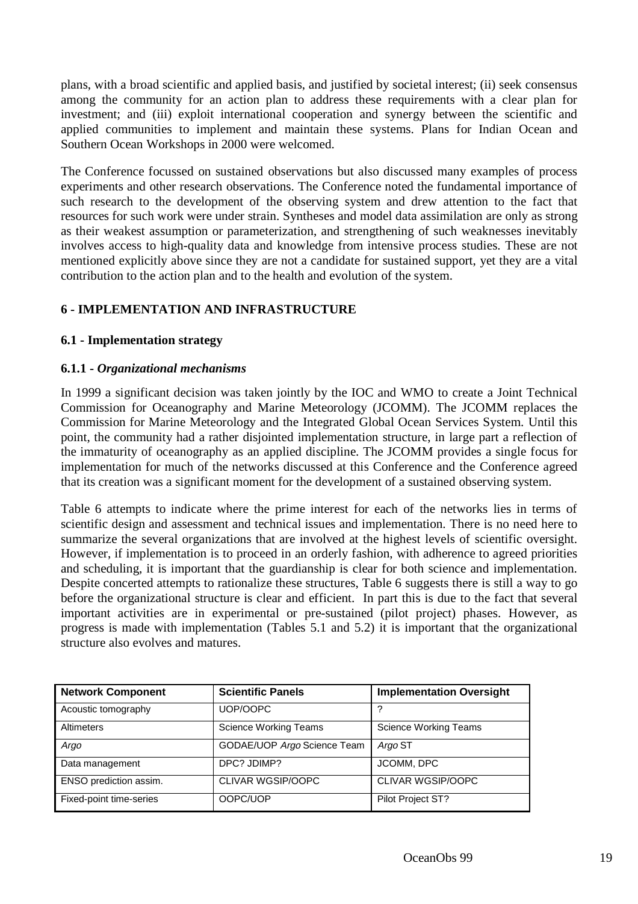plans, with a broad scientific and applied basis, and justified by societal interest; (ii) seek consensus among the community for an action plan to address these requirements with a clear plan for investment; and (iii) exploit international cooperation and synergy between the scientific and applied communities to implement and maintain these systems. Plans for Indian Ocean and Southern Ocean Workshops in 2000 were welcomed.

The Conference focussed on sustained observations but also discussed many examples of process experiments and other research observations. The Conference noted the fundamental importance of such research to the development of the observing system and drew attention to the fact that resources for such work were under strain. Syntheses and model data assimilation are only as strong as their weakest assumption or parameterization, and strengthening of such weaknesses inevitably involves access to high-quality data and knowledge from intensive process studies. These are not mentioned explicitly above since they are not a candidate for sustained support, yet they are a vital contribution to the action plan and to the health and evolution of the system.

## 6 - IMPLEMENTATION AND INFRASTRUCTURE

### 6.1 - Implementation strategy

#### 6.1.1 - *Organizational mechanisms*

In 1999 a significant decision was taken jointly by the IOC and WMO to create a Joint Technical Commission for Oceanography and Marine Meteorology (JCOMM). The JCOMM replaces the Commission for Marine Meteorology and the Integrated Global Ocean Services System. Until this point, the community had a rather disjointed implementation structure, in large part a reflection of the immaturity of oceanography as an applied discipline. The JCOMM provides a single focus for implementation for much of the networks discussed at this Conference and the Conference agreed that its creation was a significant moment for the development of a sustained observing system.

Table 6 attempts to indicate where the prime interest for each of the networks lies in terms of scientific design and assessment and technical issues and implementation. There is no need here to summarize the several organizations that are involved at the highest levels of scientific oversight. However, if implementation is to proceed in an orderly fashion, with adherence to agreed priorities and scheduling, it is important that the guardianship is clear for both science and implementation. Despite concerted attempts to rationalize these structures, Table 6 suggests there is still a way to go before the organizational structure is clear and efficient. In part this is due to the fact that several important activities are in experimental or pre-sustained (pilot project) phases. However, as progress is made with implementation (Tables 5.1 and 5.2) it is important that the organizational structure also evolves and matures.

| Network Component | Scientific Panels | Implementation Oversight |
|---|---|---|
| Acoustic tomography | UOP/OOPC | ? |
| Altimeters | Science Working Teams | Science Working Teams |
| *Argo* | GODAE/UOP *Argo* Science Team | *Argo* ST |
| Data management | DPC? JDIMP? | JCOMM, DPC |
| ENSO prediction assim. | CLIVAR WGSIP/OOPC | CLIVAR WGSIP/OOPC |
| Fixed-point time-series | OOPC/UOP | Pilot Project ST? |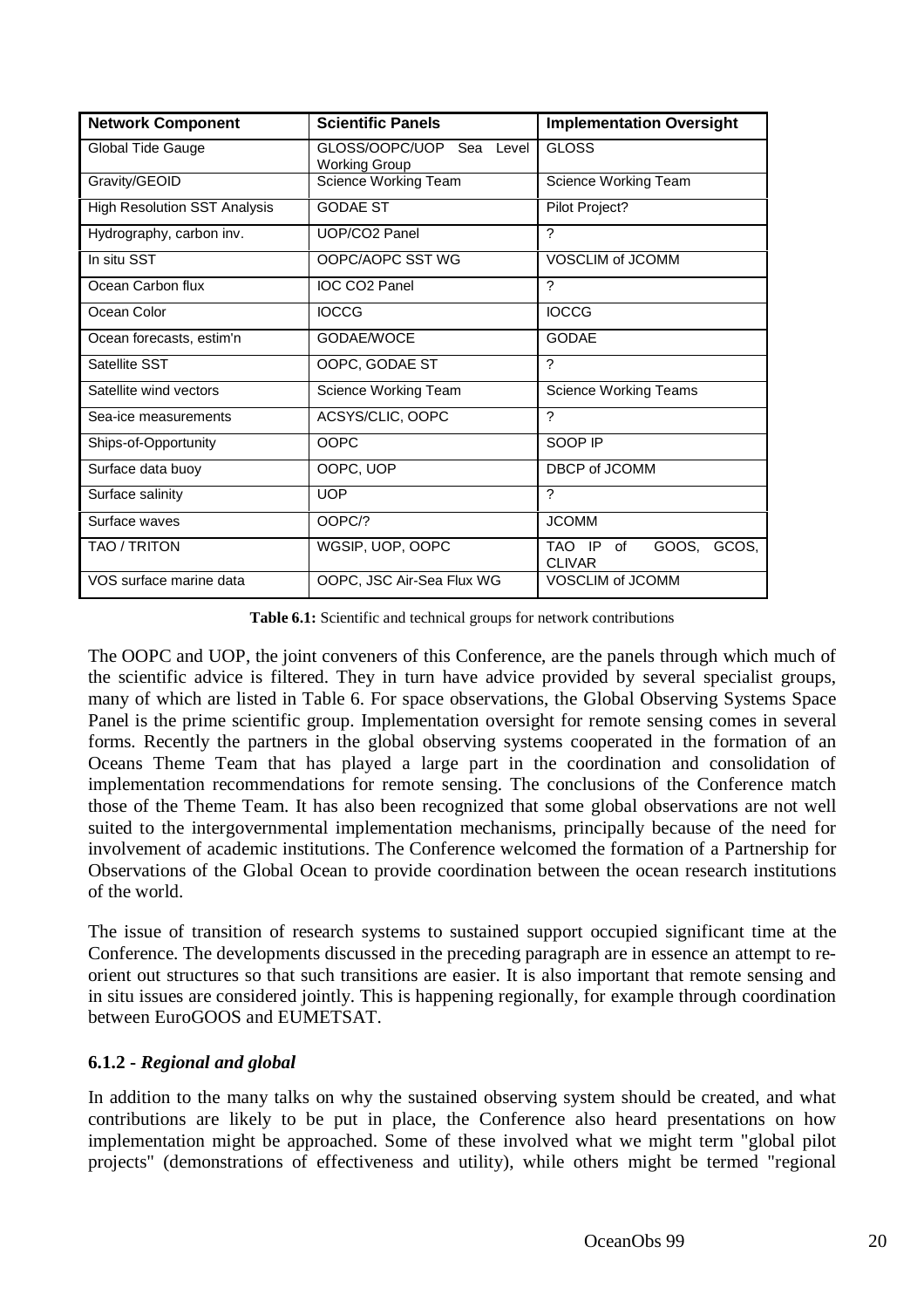| Network Component | Scientific Panels | Implementation Oversight |
|---|---|---|
| Global Tide Gauge | GLOSS/OOPC/UOP Sea Level Working Group | GLOSS |
| Gravity/GEOID | Science Working Team | Science Working Team |
| High Resolution SST Analysis | GODAE ST | Pilot Project? |
| Hydrography, carbon inv. | UOP/CO2 Panel | ? |
| In situ SST | OOPC/AOPC SST WG | VOSCLIM of JCOMM |
| Ocean Carbon flux | IOC CO2 Panel | ? |
| Ocean Color | IOCCG | IOCCG |
| Ocean forecasts, estim'n | GODAE/WOCE | GODAE |
| Satellite SST | OOPC, GODAE ST | ? |
| Satellite wind vectors | Science Working Team | Science Working Teams |
| Sea-ice measurements | ACSYS/CLIC, OOPC | ? |
| Ships-of-Opportunity | OOPC | SOOP IP |
| Surface data buoy | OOPC, UOP | DBCP of JCOMM |
| Surface salinity | UOP | ? |
| Surface waves | OOPC/? | JCOMM |
| TAO / TRITON | WGSIP, UOP, OOPC | TAO IP of GOOS, GCOS, CLIVAR |
| VOS surface marine data | OOPC, JSC Air-Sea Flux WG | VOSCLIM of JCOMM |

**Table 6.1:** Scientific and technical groups for network contributions

The OOPC and UOP, the joint conveners of this Conference, are the panels through which much of the scientific advice is filtered. They in turn have advice provided by several specialist groups, many of which are listed in Table 6. For space observations, the Global Observing Systems Space Panel is the prime scientific group. Implementation oversight for remote sensing comes in several forms. Recently the partners in the global observing systems cooperated in the formation of an Oceans Theme Team that has played a large part in the coordination and consolidation of implementation recommendations for remote sensing. The conclusions of the Conference match those of the Theme Team. It has also been recognized that some global observations are not well suited to the intergovernmental implementation mechanisms, principally because of the need for involvement of academic institutions. The Conference welcomed the formation of a Partnership for Observations of the Global Ocean to provide coordination between the ocean research institutions of the world.

The issue of transition of research systems to sustained support occupied significant time at the Conference. The developments discussed in the preceding paragraph are in essence an attempt to re-orient out structures so that such transitions are easier. It is also important that remote sensing and in situ issues are considered jointly. This is happening regionally, for example through coordination between EuroGOOS and EUMETSAT.

### 6.1.2 - *Regional and global*

In addition to the many talks on why the sustained observing system should be created, and what contributions are likely to be put in place, the Conference also heard presentations on how implementation might be approached. Some of these involved what we might term "global pilot projects" (demonstrations of effectiveness and utility), while others might be termed "regional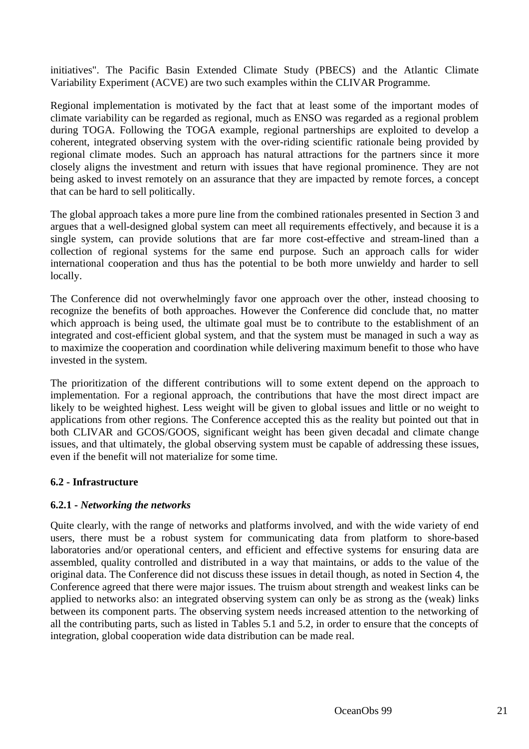initiatives". The Pacific Basin Extended Climate Study (PBECS) and the Atlantic Climate Variability Experiment (ACVE) are two such examples within the CLIVAR Programme.

Regional implementation is motivated by the fact that at least some of the important modes of climate variability can be regarded as regional, much as ENSO was regarded as a regional problem during TOGA. Following the TOGA example, regional partnerships are exploited to develop a coherent, integrated observing system with the over-riding scientific rationale being provided by regional climate modes. Such an approach has natural attractions for the partners since it more closely aligns the investment and return with issues that have regional prominence. They are not being asked to invest remotely on an assurance that they are impacted by remote forces, a concept that can be hard to sell politically.

The global approach takes a more pure line from the combined rationales presented in Section 3 and argues that a well-designed global system can meet all requirements effectively, and because it is a single system, can provide solutions that are far more cost-effective and stream-lined than a collection of regional systems for the same end purpose. Such an approach calls for wider international cooperation and thus has the potential to be both more unwieldy and harder to sell locally.

The Conference did not overwhelmingly favor one approach over the other, instead choosing to recognize the benefits of both approaches. However the Conference did conclude that, no matter which approach is being used, the ultimate goal must be to contribute to the establishment of an integrated and cost-efficient global system, and that the system must be managed in such a way as to maximize the cooperation and coordination while delivering maximum benefit to those who have invested in the system.

The prioritization of the different contributions will to some extent depend on the approach to implementation. For a regional approach, the contributions that have the most direct impact are likely to be weighted highest. Less weight will be given to global issues and little or no weight to applications from other regions. The Conference accepted this as the reality but pointed out that in both CLIVAR and GCOS/GOOS, significant weight has been given decadal and climate change issues, and that ultimately, the global observing system must be capable of addressing these issues, even if the benefit will not materialize for some time.

### 6.2 - Infrastructure

#### 6.2.1 - *Networking the networks*

Quite clearly, with the range of networks and platforms involved, and with the wide variety of end users, there must be a robust system for communicating data from platform to shore-based laboratories and/or operational centers, and efficient and effective systems for ensuring data are assembled, quality controlled and distributed in a way that maintains, or adds to the value of the original data. The Conference did not discuss these issues in detail though, as noted in Section 4, the Conference agreed that there were major issues. The truism about strength and weakest links can be applied to networks also: an integrated observing system can only be as strong as the (weak) links between its component parts. The observing system needs increased attention to the networking of all the contributing parts, such as listed in Tables 5.1 and 5.2, in order to ensure that the concepts of integration, global cooperation wide data distribution can be made real.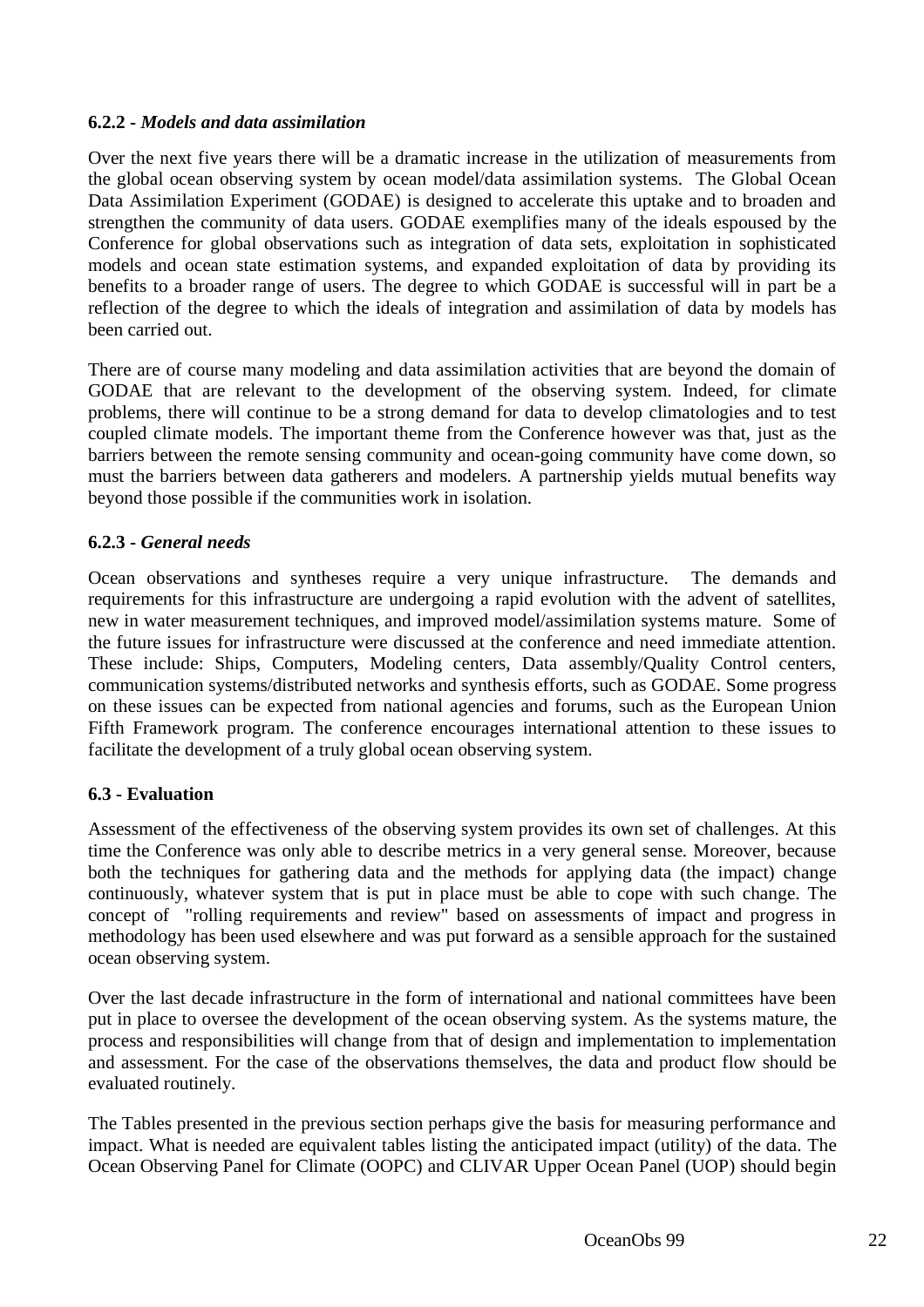### 6.2.2 - *Models and data assimilation*

Over the next five years there will be a dramatic increase in the utilization of measurements from the global ocean observing system by ocean model/data assimilation systems. The Global Ocean Data Assimilation Experiment (GODAE) is designed to accelerate this uptake and to broaden and strengthen the community of data users. GODAE exemplifies many of the ideals espoused by the Conference for global observations such as integration of data sets, exploitation in sophisticated models and ocean state estimation systems, and expanded exploitation of data by providing its benefits to a broader range of users. The degree to which GODAE is successful will in part be a reflection of the degree to which the ideals of integration and assimilation of data by models has been carried out.

There are of course many modeling and data assimilation activities that are beyond the domain of GODAE that are relevant to the development of the observing system. Indeed, for climate problems, there will continue to be a strong demand for data to develop climatologies and to test coupled climate models. The important theme from the Conference however was that, just as the barriers between the remote sensing community and ocean-going community have come down, so must the barriers between data gatherers and modelers. A partnership yields mutual benefits way beyond those possible if the communities work in isolation.

### 6.2.3 - *General needs*

Ocean observations and syntheses require a very unique infrastructure. The demands and requirements for this infrastructure are undergoing a rapid evolution with the advent of satellites, new in water measurement techniques, and improved model/assimilation systems mature. Some of the future issues for infrastructure were discussed at the conference and need immediate attention. These include: Ships, Computers, Modeling centers, Data assembly/Quality Control centers, communication systems/distributed networks and synthesis efforts, such as GODAE. Some progress on these issues can be expected from national agencies and forums, such as the European Union Fifth Framework program. The conference encourages international attention to these issues to facilitate the development of a truly global ocean observing system.

## 6.3 - Evaluation

Assessment of the effectiveness of the observing system provides its own set of challenges. At this time the Conference was only able to describe metrics in a very general sense. Moreover, because both the techniques for gathering data and the methods for applying data (the impact) change continuously, whatever system that is put in place must be able to cope with such change. The concept of "rolling requirements and review" based on assessments of impact and progress in methodology has been used elsewhere and was put forward as a sensible approach for the sustained ocean observing system.

Over the last decade infrastructure in the form of international and national committees have been put in place to oversee the development of the ocean observing system. As the systems mature, the process and responsibilities will change from that of design and implementation to implementation and assessment. For the case of the observations themselves, the data and product flow should be evaluated routinely.

The Tables presented in the previous section perhaps give the basis for measuring performance and impact. What is needed are equivalent tables listing the anticipated impact (utility) of the data. The Ocean Observing Panel for Climate (OOPC) and CLIVAR Upper Ocean Panel (UOP) should begin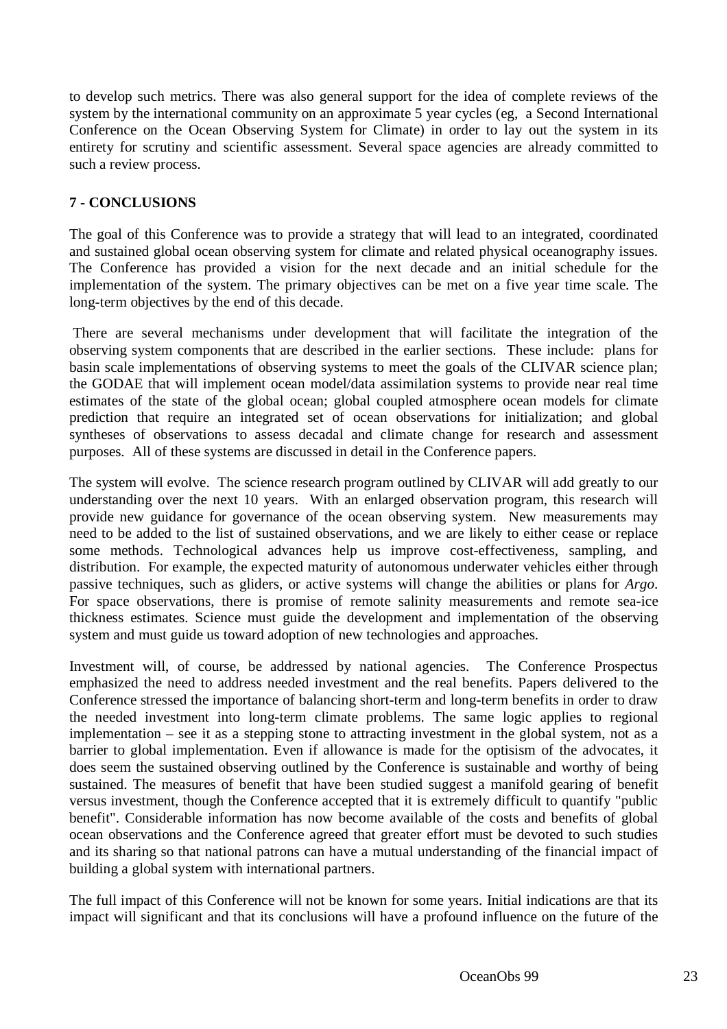to develop such metrics. There was also general support for the idea of complete reviews of the system by the international community on an approximate 5 year cycles (eg, a Second International Conference on the Ocean Observing System for Climate) in order to lay out the system in its entirety for scrutiny and scientific assessment. Several space agencies are already committed to such a review process.

## 7 - CONCLUSIONS

The goal of this Conference was to provide a strategy that will lead to an integrated, coordinated and sustained global ocean observing system for climate and related physical oceanography issues. The Conference has provided a vision for the next decade and an initial schedule for the implementation of the system. The primary objectives can be met on a five year time scale. The long-term objectives by the end of this decade.

There are several mechanisms under development that will facilitate the integration of the observing system components that are described in the earlier sections. These include: plans for basin scale implementations of observing systems to meet the goals of the CLIVAR science plan; the GODAE that will implement ocean model/data assimilation systems to provide near real time estimates of the state of the global ocean; global coupled atmosphere ocean models for climate prediction that require an integrated set of ocean observations for initialization; and global syntheses of observations to assess decadal and climate change for research and assessment purposes. All of these systems are discussed in detail in the Conference papers.

The system will evolve. The science research program outlined by CLIVAR will add greatly to our understanding over the next 10 years. With an enlarged observation program, this research will provide new guidance for governance of the ocean observing system. New measurements may need to be added to the list of sustained observations, and we are likely to either cease or replace some methods. Technological advances help us improve cost-effectiveness, sampling, and distribution. For example, the expected maturity of autonomous underwater vehicles either through passive techniques, such as gliders, or active systems will change the abilities or plans for *Argo*. For space observations, there is promise of remote salinity measurements and remote sea-ice thickness estimates. Science must guide the development and implementation of the observing system and must guide us toward adoption of new technologies and approaches.

Investment will, of course, be addressed by national agencies. The Conference Prospectus emphasized the need to address needed investment and the real benefits. Papers delivered to the Conference stressed the importance of balancing short-term and long-term benefits in order to draw the needed investment into long-term climate problems. The same logic applies to regional implementation – see it as a stepping stone to attracting investment in the global system, not as a barrier to global implementation. Even if allowance is made for the optisism of the advocates, it does seem the sustained observing outlined by the Conference is sustainable and worthy of being sustained. The measures of benefit that have been studied suggest a manifold gearing of benefit versus investment, though the Conference accepted that it is extremely difficult to quantify "public benefit". Considerable information has now become available of the costs and benefits of global ocean observations and the Conference agreed that greater effort must be devoted to such studies and its sharing so that national patrons can have a mutual understanding of the financial impact of building a global system with international partners.

The full impact of this Conference will not be known for some years. Initial indications are that its impact will significant and that its conclusions will have a profound influence on the future of the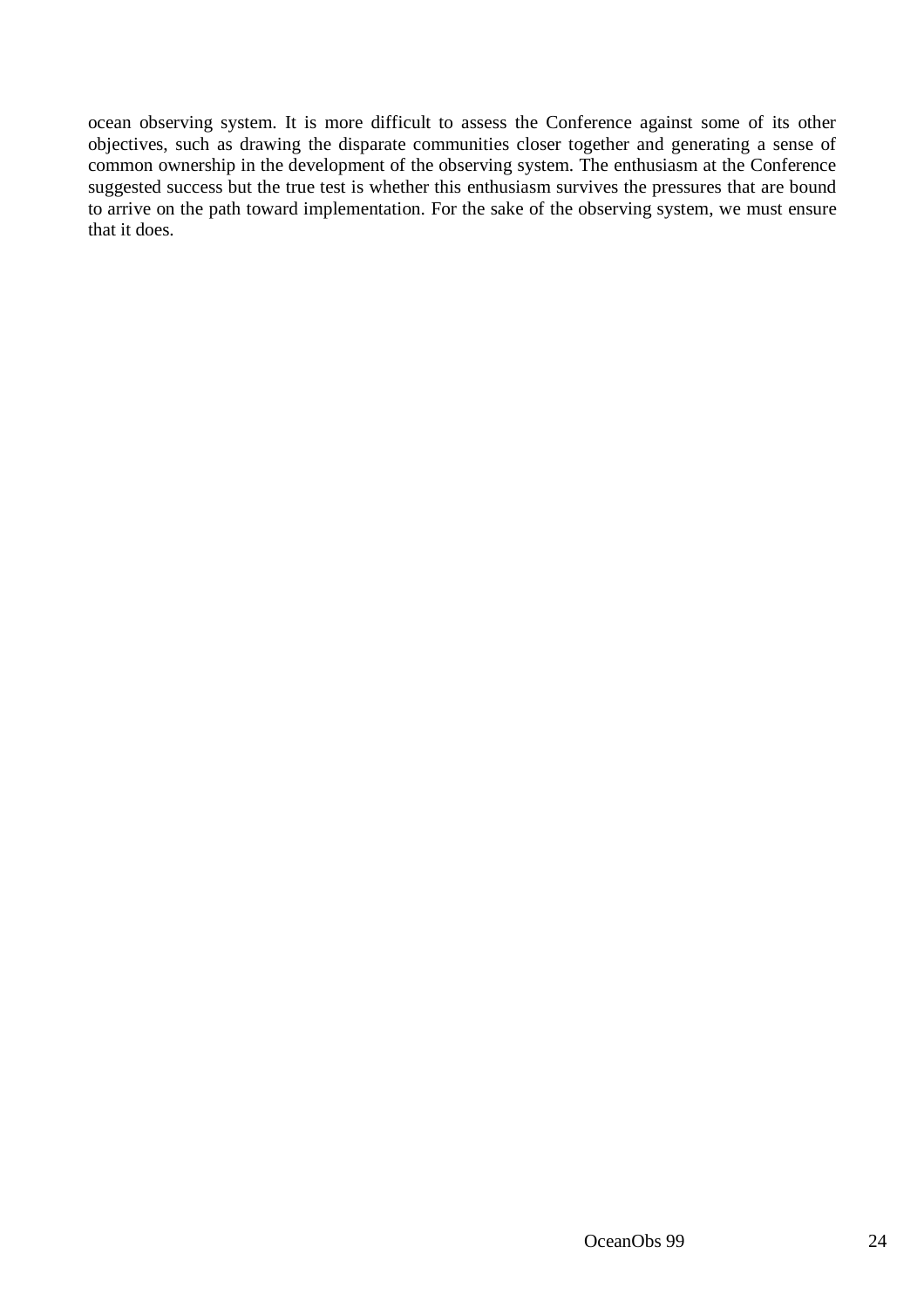ocean observing system. It is more difficult to assess the Conference against some of its other objectives, such as drawing the disparate communities closer together and generating a sense of common ownership in the development of the observing system. The enthusiasm at the Conference suggested success but the true test is whether this enthusiasm survives the pressures that are bound to arrive on the path toward implementation. For the sake of the observing system, we must ensure that it does.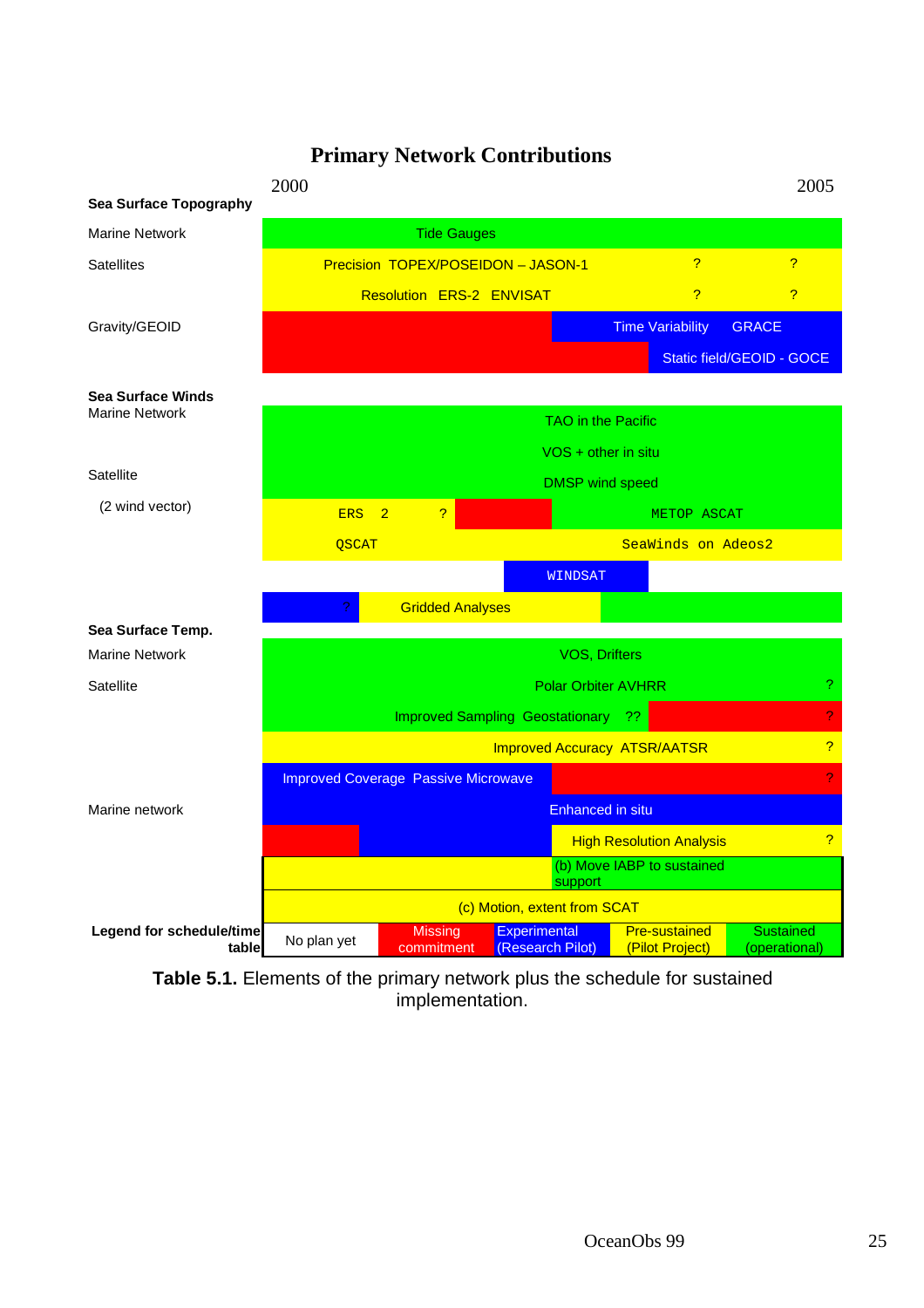# Primary Network Contributions

| | 2000 – 2005 |
|---|---|
| **Sea Surface Topography** | |
| Marine Network | Tide Gauges |
| Satellites | Precision TOPEX/POSEIDON – JASON-1 ? ? |
| | Resolution ERS-2 ENVISAT ? ? |
| Gravity/GEOID | Time Variability GRACE |
| | Static field/GEOID - GOCE |
| **Sea Surface Winds** | |
| Marine Network | TAO in the Pacific |
| | VOS + other in situ |
| Satellite | DMSP wind speed |
| (2 wind vector) | ERS 2 ? METOP ASCAT |
| | QSCAT SeaWinds on Adeos2 |
| | WINDSAT |
| | ? Gridded Analyses |
| **Sea Surface Temp.** | |
| Marine Network | VOS, Drifters |
| Satellite | Polar Orbiter AVHRR ? |
| | Improved Sampling Geostationary ?? ? |
| | Improved Accuracy ATSR/AATSR ? |
| | Improved Coverage Passive Microwave ? |
| Marine network | Enhanced in situ |
| | High Resolution Analysis ? |
| | (b) Move IABP to sustained support |
| | (c) Motion, extent from SCAT |

**Legend for schedule/time table:** No plan yet | Missing commitment | Experimental (Research Pilot) | Pre-sustained (Pilot Project) | Sustained (operational)

**Table 5.1.** Elements of the primary network plus the schedule for sustained implementation.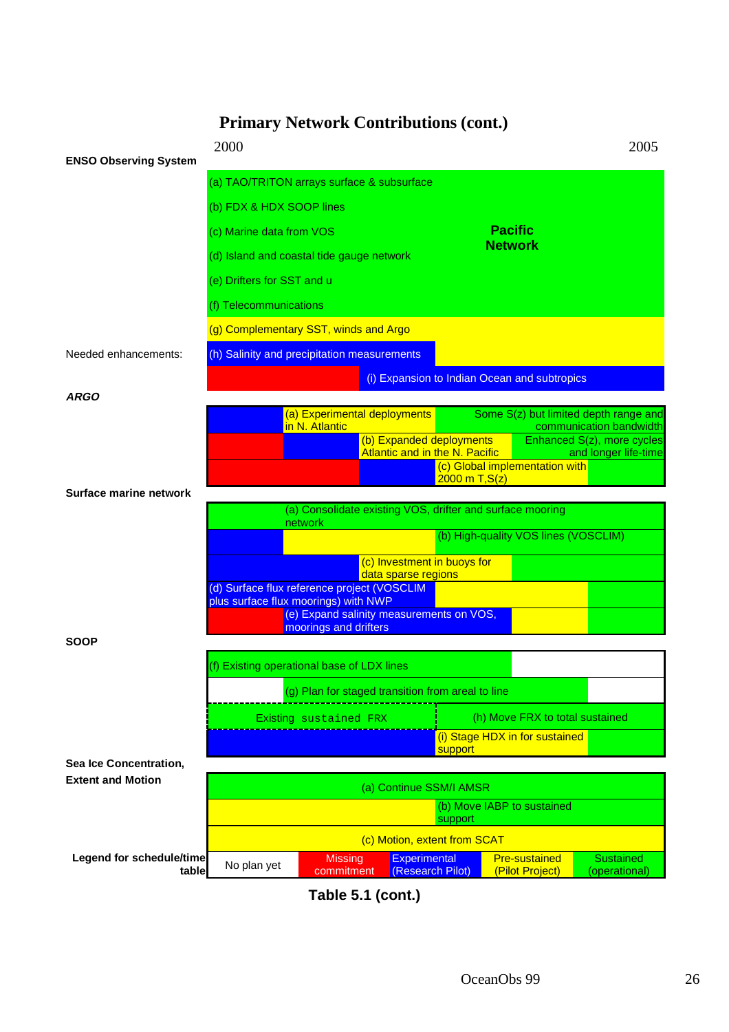# Primary Network Contributions (cont.)

2000 — 2005

**ENSO Observing System**

- (a) TAO/TRITON arrays surface & subsurface
- (b) FDX & HDX SOOP lines
- (c) Marine data from VOS
- (d) Island and coastal tide gauge network
- (e) Drifters for SST and u
- (f) Telecommunications

**Pacific Network**

- (g) Complementary SST, winds and Argo

Needed enhancements:

- (h) Salinity and precipitation measurements
- (i) Expansion to Indian Ocean and subtropics

***ARGO***

- (a) Experimental deployments in N. Atlantic — Some S(z) but limited depth range and communication bandwidth
- (b) Expanded deployments Atlantic and in the N. Pacific — Enhanced S(z), more cycles and longer life-time
- (c) Global implementation with 2000 m T,S(z)

**Surface marine network**

- (a) Consolidate existing VOS, drifter and surface mooring network
- (b) High-quality VOS lines (VOSCLIM)
- (c) Investment in buoys for data sparse regions
- (d) Surface flux reference project (VOSCLIM plus surface flux moorings) with NWP
- (e) Expand salinity measurements on VOS, moorings and drifters

**SOOP**

- (f) Existing operational base of LDX lines
- (g) Plan for staged transition from areal to line
- Existing sustained FRX
- (h) Move FRX to total sustained
- (i) Stage HDX in for sustained support

**Sea Ice Concentration, Extent and Motion**

- (a) Continue SSM/I AMSR
- (b) Move IABP to sustained support
- (c) Motion, extent from SCAT

| Legend for schedule/time table | | | | | |
|---|---|---|---|---|---|
| | No plan yet | Missing commitment | Experimental (Research Pilot) | Pre-sustained (Pilot Project) | Sustained (operational) |

**Table 5.1 (cont.)**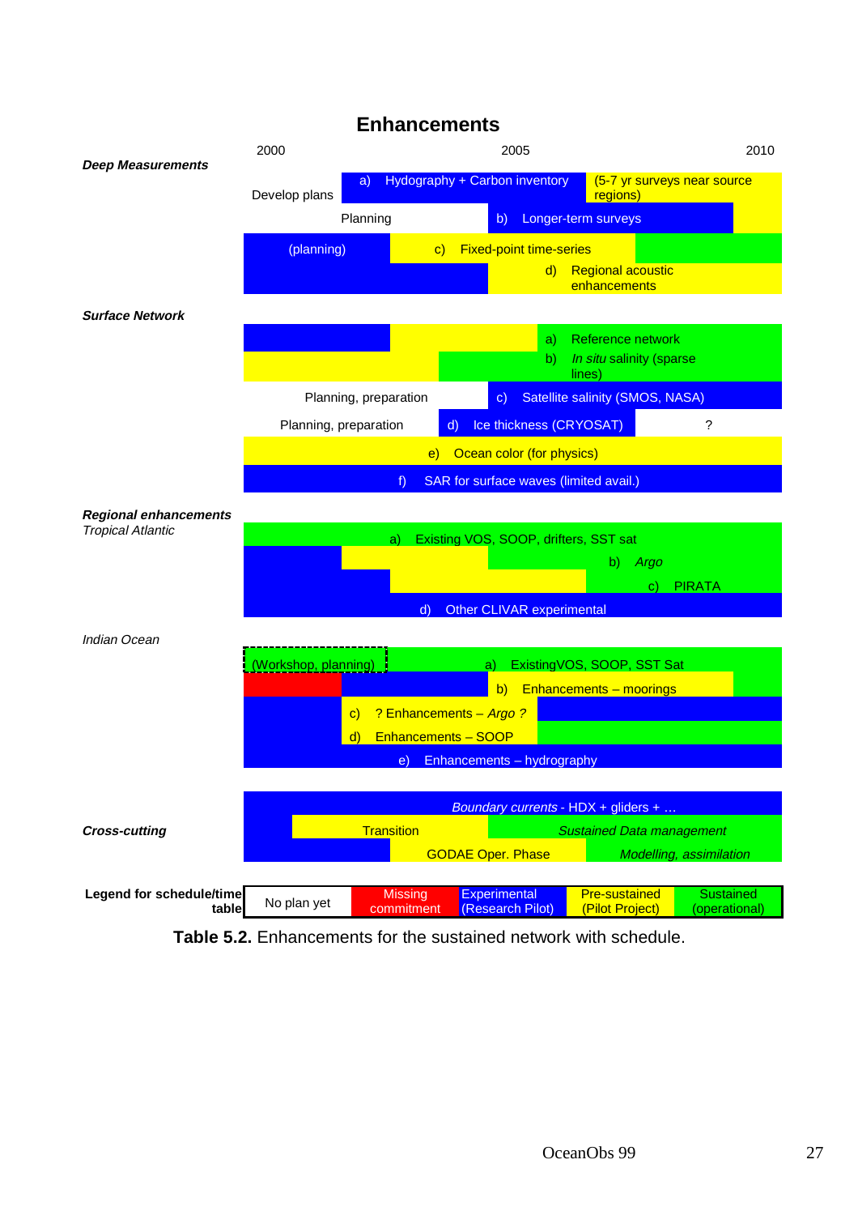## Enhancements

| | 2000 | 2005 | 2010 |
|---|---|---|---|
| ***Deep Measurements*** | | | |
| | Develop plans | a) Hydography + Carbon inventory | (5-7 yr surveys near source regions) |
| | Planning | b) Longer-term surveys | |
| | (planning) | c) Fixed-point time-series | |
| | | d) Regional acoustic enhancements | |
| ***Surface Network*** | | | |
| | | a) Reference network | |
| | | b) *In situ* salinity (sparse lines) | |
| | Planning, preparation | c) Satellite salinity (SMOS, NASA) | |
| | Planning, preparation | d) Ice thickness (CRYOSAT) | ? |
| | | e) Ocean color (for physics) | |
| | | f) SAR for surface waves (limited avail.) | |
| ***Regional enhancements*** *Tropical Atlantic* | | | |
| | | a) Existing VOS, SOOP, drifters, SST sat | |
| | | b) *Argo* | |
| | | c) PIRATA | |
| | | d) Other CLIVAR experimental | |
| *Indian Ocean* | | | |
| | (Workshop, planning) | a) ExistingVOS, SOOP, SST Sat | |
| | | b) Enhancements – moorings | |
| | | c) ? Enhancements – *Argo* ? | |
| | | d) Enhancements – SOOP | |
| | | e) Enhancements – hydrography | |
| ***Cross-cutting*** | | | |
| | | *Boundary currents* - HDX + gliders + … | |
| | Transition | *Sustained Data management* | |
| | | GODAE Oper. Phase | *Modelling, assimilation* |

**Legend for schedule/time table**

| No plan yet | Missing commitment | Experimental (Research Pilot) | Pre-sustained (Pilot Project) | Sustained (operational) |
|---|---|---|---|---|

**Table 5.2.** Enhancements for the sustained network with schedule.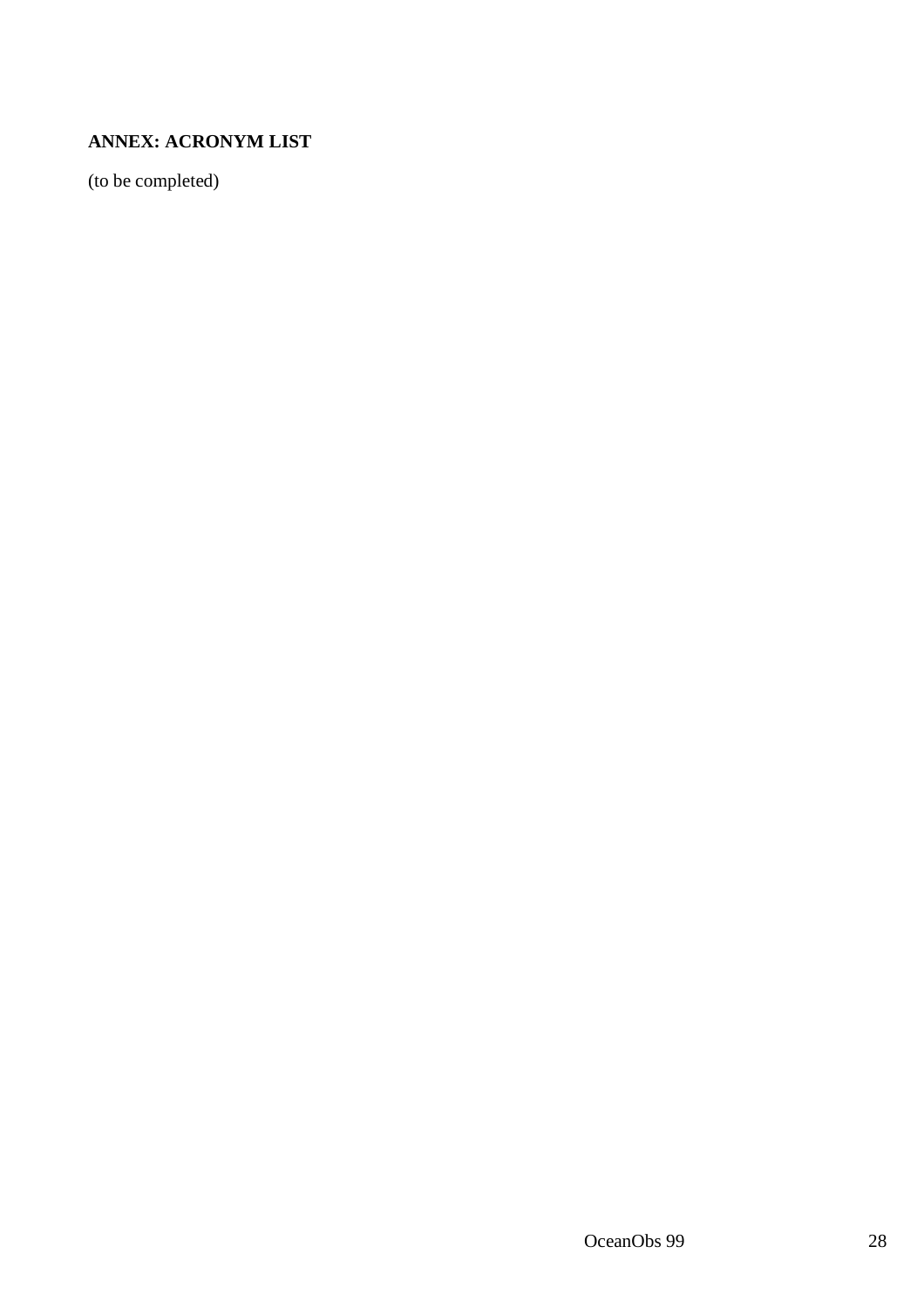## ANNEX: ACRONYM LIST

(to be completed)